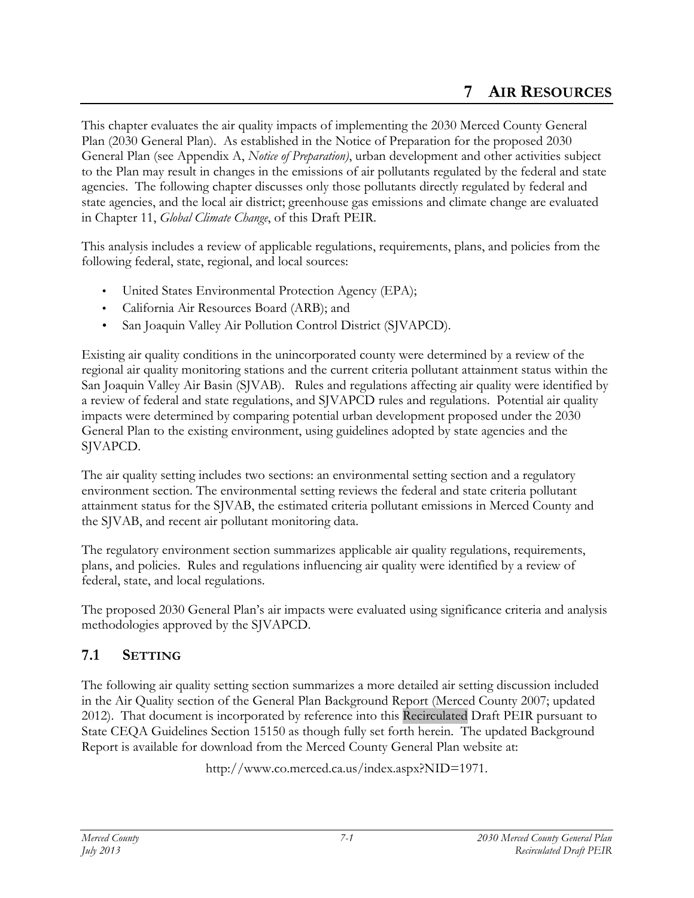# 7 AIR RESOURCES

This chapter evaluates the air quality impacts of implementing the 2030 Merced County General Plan (2030 General Plan). As established in the Notice of Preparation for the proposed 2030 General Plan (see Appendix A, *Notice of Preparation)*, urban development and other activities subject to the Plan may result in changes in the emissions of air pollutants regulated by the federal and state agencies. The following chapter discusses only those pollutants directly regulated by federal and state agencies, and the local air district; greenhouse gas emissions and climate change are evaluated in Chapter 11, *Global Climate Change*, of this Draft PEIR.

This analysis includes a review of applicable regulations, requirements, plans, and policies from the following federal, state, regional, and local sources:

- United States Environmental Protection Agency (EPA);
- California Air Resources Board (ARB); and
- San Joaquin Valley Air Pollution Control District (SJVAPCD).

Existing air quality conditions in the unincorporated county were determined by a review of the regional air quality monitoring stations and the current criteria pollutant attainment status within the San Joaquin Valley Air Basin (SJVAB). Rules and regulations affecting air quality were identified by a review of federal and state regulations, and SJVAPCD rules and regulations. Potential air quality impacts were determined by comparing potential urban development proposed under the 2030 General Plan to the existing environment, using guidelines adopted by state agencies and the SJVAPCD.

The air quality setting includes two sections: an environmental setting section and a regulatory environment section. The environmental setting reviews the federal and state criteria pollutant attainment status for the SJVAB, the estimated criteria pollutant emissions in Merced County and the SJVAB, and recent air pollutant monitoring data.

The regulatory environment section summarizes applicable air quality regulations, requirements, plans, and policies. Rules and regulations influencing air quality were identified by a review of federal, state, and local regulations.

The proposed 2030 General Plan's air impacts were evaluated using significance criteria and analysis methodologies approved by the SJVAPCD.

## 7.1 SETTING

The following air quality setting section summarizes a more detailed air setting discussion included in the Air Quality section of the General Plan Background Report (Merced County 2007; updated 2012). That document is incorporated by reference into this Recirculated Draft PEIR pursuant to State CEQA Guidelines Section 15150 as though fully set forth herein. The updated Background Report is available for download from the Merced County General Plan website at:

http://www.co.merced.ca.us/index.aspx?NID=1971.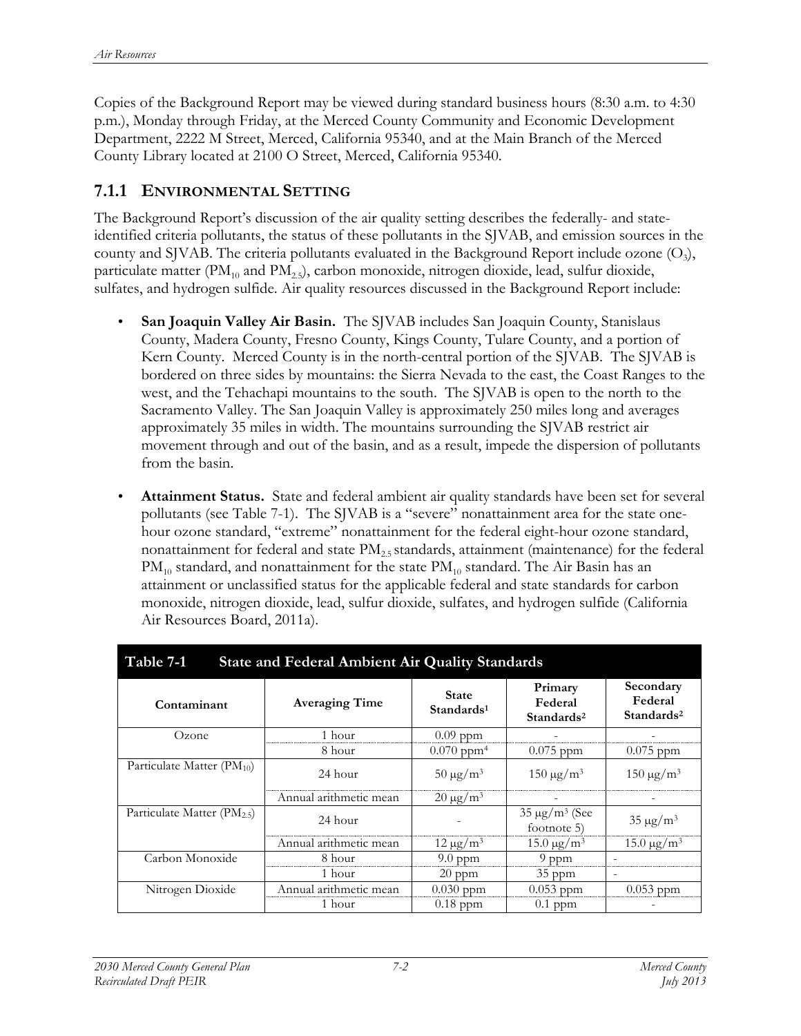Copies of the Background Report may be viewed during standard business hours (8:30 a.m. to 4:30 p.m.), Monday through Friday, at the Merced County Community and Economic Development Department, 2222 M Street, Merced, California 95340, and at the Main Branch of the Merced County Library located at 2100 O Street, Merced, California 95340.

### 7.1.1 Environmental Setting

The Background Report's discussion of the air quality setting describes the federally- and state-identified criteria pollutants, the status of these pollutants in the SJVAB, and emission sources in the county and SJVAB. The criteria pollutants evaluated in the Background Report include ozone ($O_3$), particulate matter ($PM_{10}$ and $PM_{2.5}$), carbon monoxide, nitrogen dioxide, lead, sulfur dioxide, sulfates, and hydrogen sulfide. Air quality resources discussed in the Background Report include:

- **San Joaquin Valley Air Basin.** The SJVAB includes San Joaquin County, Stanislaus County, Madera County, Fresno County, Kings County, Tulare County, and a portion of Kern County. Merced County is in the north-central portion of the SJVAB. The SJVAB is bordered on three sides by mountains: the Sierra Nevada to the east, the Coast Ranges to the west, and the Tehachapi mountains to the south. The SJVAB is open to the north to the Sacramento Valley. The San Joaquin Valley is approximately 250 miles long and averages approximately 35 miles in width. The mountains surrounding the SJVAB restrict air movement through and out of the basin, and as a result, impede the dispersion of pollutants from the basin.

- **Attainment Status.** State and federal ambient air quality standards have been set for several pollutants (see Table 7-1). The SJVAB is a "severe" nonattainment area for the state one-hour ozone standard, "extreme" nonattainment for the federal eight-hour ozone standard, nonattainment for federal and state $PM_{2.5}$ standards, attainment (maintenance) for the federal $PM_{10}$ standard, and nonattainment for the state $PM_{10}$ standard. The Air Basin has an attainment or unclassified status for the applicable federal and state standards for carbon monoxide, nitrogen dioxide, lead, sulfur dioxide, sulfates, and hydrogen sulfide (California Air Resources Board, 2011a).

**Table 7-1 State and Federal Ambient Air Quality Standards**

| Contaminant | Averaging Time | State Standards[1] | Primary Federal Standards[2] | Secondary Federal Standards[2] |
|---|---|---|---|---|
| Ozone | 1 hour | 0.09 ppm | - | - |
| | 8 hour | 0.070 ppm[4] | 0.075 ppm | 0.075 ppm |
| Particulate Matter ($PM_{10}$) | 24 hour | 50 μg/m$^3$ | 150 μg/m$^3$ | 150 μg/m$^3$ |
| | Annual arithmetic mean | 20 μg/m$^3$ | - | - |
| Particulate Matter ($PM_{2.5}$) | 24 hour | - | 35 μg/m$^3$ (See footnote 5) | 35 μg/m$^3$ |
| | Annual arithmetic mean | 12 μg/m$^3$ | 15.0 μg/m$^3$ | 15.0 μg/m$^3$ |
| Carbon Monoxide | 8 hour | 9.0 ppm | 9 ppm | - |
| | 1 hour | 20 ppm | 35 ppm | - |
| Nitrogen Dioxide | Annual arithmetic mean | 0.030 ppm | 0.053 ppm | 0.053 ppm |
| | 1 hour | 0.18 ppm | 0.1 ppm | - |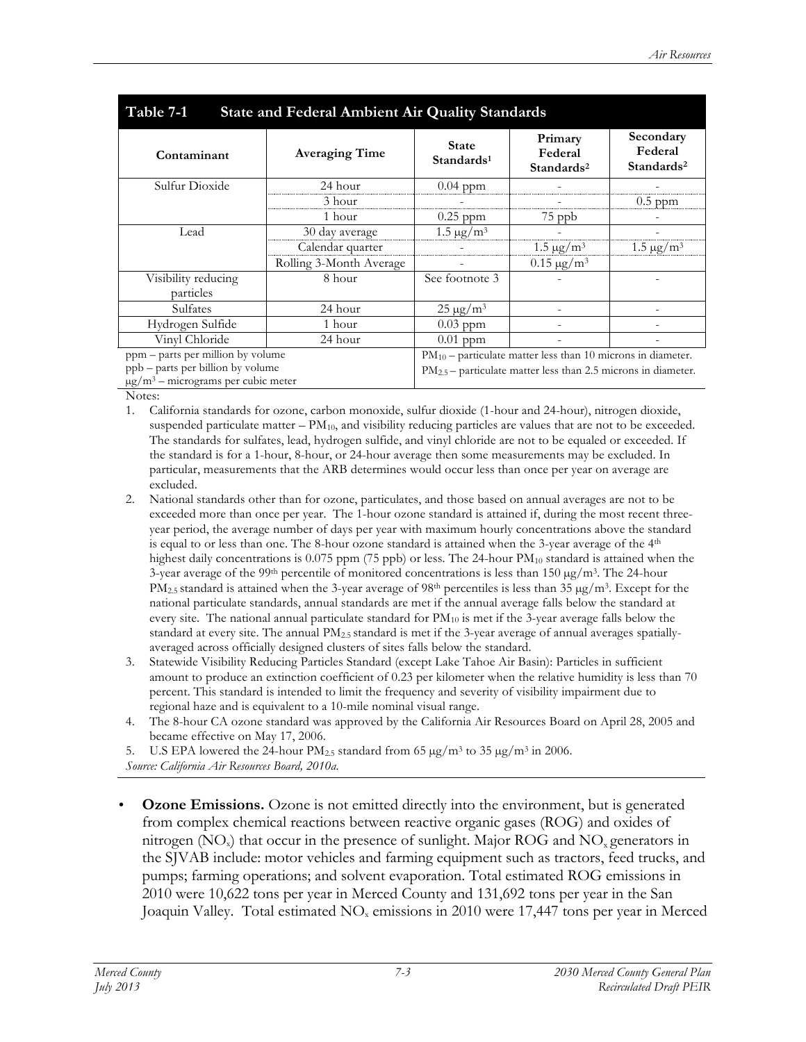**Table 7-1 State and Federal Ambient Air Quality Standards**

| Contaminant | Averaging Time | State Standards[1] | Primary Federal Standards[2] | Secondary Federal Standards[2] |
|---|---|---|---|---|
| Sulfur Dioxide | 24 hour | 0.04 ppm | - | - |
| | 3 hour | - | - | 0.5 ppm |
| | 1 hour | 0.25 ppm | 75 ppb | - |
| Lead | 30 day average | 1.5 μg/m³ | - | - |
| | Calendar quarter | - | 1.5 μg/m³ | 1.5 μg/m³ |
| | Rolling 3-Month Average | - | 0.15 μg/m³ | |
| Visibility reducing particles | 8 hour | See footnote 3 | - | - |
| Sulfates | 24 hour | 25 μg/m³ | - | - |
| Hydrogen Sulfide | 1 hour | 0.03 ppm | - | - |
| Vinyl Chloride | 24 hour | 0.01 ppm | - | - |

ppm – parts per million by volume
ppb – parts per billion by volume
μg/m³ – micrograms per cubic meter

$PM_{10}$ – particulate matter less than 10 microns in diameter.
$PM_{2.5}$ – particulate matter less than 2.5 microns in diameter.

Notes:

1. California standards for ozone, carbon monoxide, sulfur dioxide (1-hour and 24-hour), nitrogen dioxide, suspended particulate matter – $PM_{10}$, and visibility reducing particles are values that are not to be exceeded. The standards for sulfates, lead, hydrogen sulfide, and vinyl chloride are not to be equaled or exceeded. If the standard is for a 1-hour, 8-hour, or 24-hour average then some measurements may be excluded. In particular, measurements that the ARB determines would occur less than once per year on average are excluded.
2. National standards other than for ozone, particulates, and those based on annual averages are not to be exceeded more than once per year. The 1-hour ozone standard is attained if, during the most recent three-year period, the average number of days per year with maximum hourly concentrations above the standard is equal to or less than one. The 8-hour ozone standard is attained when the 3-year average of the 4th highest daily concentrations is 0.075 ppm (75 ppb) or less. The 24-hour $PM_{10}$ standard is attained when the 3-year average of the 99th percentile of monitored concentrations is less than 150 μg/m³. The 24-hour $PM_{2.5}$ standard is attained when the 3-year average of 98th percentiles is less than 35 μg/m³. Except for the national particulate standards, annual standards are met if the annual average falls below the standard at every site. The national annual particulate standard for $PM_{10}$ is met if the 3-year average falls below the standard at every site. The annual $PM_{2.5}$ standard is met if the 3-year average of annual averages spatially-averaged across officially designed clusters of sites falls below the standard.
3. Statewide Visibility Reducing Particles Standard (except Lake Tahoe Air Basin): Particles in sufficient amount to produce an extinction coefficient of 0.23 per kilometer when the relative humidity is less than 70 percent. This standard is intended to limit the frequency and severity of visibility impairment due to regional haze and is equivalent to a 10-mile nominal visual range.
4. The 8-hour CA ozone standard was approved by the California Air Resources Board on April 28, 2005 and became effective on May 17, 2006.
5. U.S EPA lowered the 24-hour $PM_{2.5}$ standard from 65 μg/m³ to 35 μg/m³ in 2006.

*Source: California Air Resources Board, 2010a.*

- **Ozone Emissions.** Ozone is not emitted directly into the environment, but is generated from complex chemical reactions between reactive organic gases (ROG) and oxides of nitrogen ($NO_x$) that occur in the presence of sunlight. Major ROG and $NO_x$ generators in the SJVAB include: motor vehicles and farming equipment such as tractors, feed trucks, and pumps; farming operations; and solvent evaporation. Total estimated ROG emissions in 2010 were 10,622 tons per year in Merced County and 131,692 tons per year in the San Joaquin Valley. Total estimated $NO_x$ emissions in 2010 were 17,447 tons per year in Merced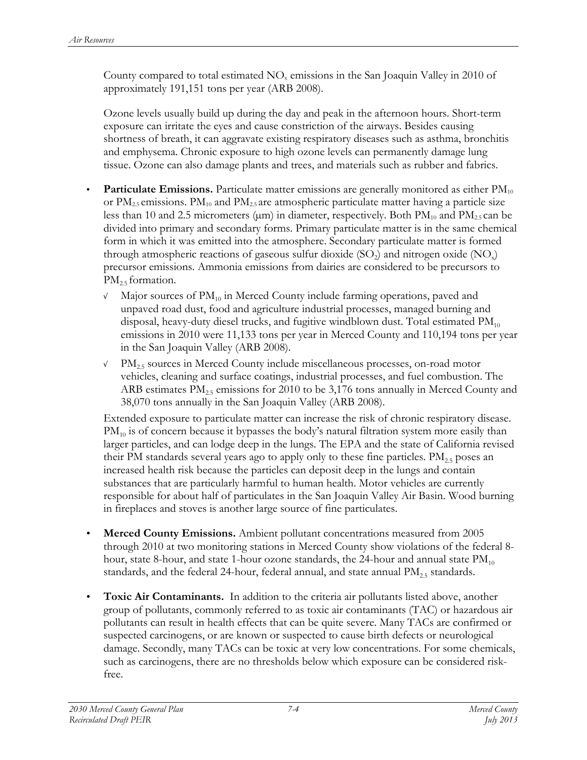County compared to total estimated $NO_x$ emissions in the San Joaquin Valley in 2010 of approximately 191,151 tons per year (ARB 2008).

Ozone levels usually build up during the day and peak in the afternoon hours. Short-term exposure can irritate the eyes and cause constriction of the airways. Besides causing shortness of breath, it can aggravate existing respiratory diseases such as asthma, bronchitis and emphysema. Chronic exposure to high ozone levels can permanently damage lung tissue. Ozone can also damage plants and trees, and materials such as rubber and fabrics.

- **Particulate Emissions.** Particulate matter emissions are generally monitored as either $PM_{10}$ or $PM_{2.5}$ emissions. $PM_{10}$ and $PM_{2.5}$ are atmospheric particulate matter having a particle size less than 10 and 2.5 micrometers (μm) in diameter, respectively. Both $PM_{10}$ and $PM_{2.5}$ can be divided into primary and secondary forms. Primary particulate matter is in the same chemical form in which it was emitted into the atmosphere. Secondary particulate matter is formed through atmospheric reactions of gaseous sulfur dioxide ($SO_2$) and nitrogen oxide ($NO_x$) precursor emissions. Ammonia emissions from dairies are considered to be precursors to $PM_{2.5}$ formation.
  - √ Major sources of $PM_{10}$ in Merced County include farming operations, paved and unpaved road dust, food and agriculture industrial processes, managed burning and disposal, heavy-duty diesel trucks, and fugitive windblown dust. Total estimated $PM_{10}$ emissions in 2010 were 11,133 tons per year in Merced County and 110,194 tons per year in the San Joaquin Valley (ARB 2008).
  - √ $PM_{2.5}$ sources in Merced County include miscellaneous processes, on-road motor vehicles, cleaning and surface coatings, industrial processes, and fuel combustion. The ARB estimates $PM_{2.5}$ emissions for 2010 to be 3,176 tons annually in Merced County and 38,070 tons annually in the San Joaquin Valley (ARB 2008).

  Extended exposure to particulate matter can increase the risk of chronic respiratory disease. $PM_{10}$ is of concern because it bypasses the body's natural filtration system more easily than larger particles, and can lodge deep in the lungs. The EPA and the state of California revised their PM standards several years ago to apply only to these fine particles. $PM_{2.5}$ poses an increased health risk because the particles can deposit deep in the lungs and contain substances that are particularly harmful to human health. Motor vehicles are currently responsible for about half of particulates in the San Joaquin Valley Air Basin. Wood burning in fireplaces and stoves is another large source of fine particulates.

- **Merced County Emissions.** Ambient pollutant concentrations measured from 2005 through 2010 at two monitoring stations in Merced County show violations of the federal 8-hour, state 8-hour, and state 1-hour ozone standards, the 24-hour and annual state $PM_{10}$ standards, and the federal 24-hour, federal annual, and state annual $PM_{2.5}$ standards.

- **Toxic Air Contaminants.** In addition to the criteria air pollutants listed above, another group of pollutants, commonly referred to as toxic air contaminants (TAC) or hazardous air pollutants can result in health effects that can be quite severe. Many TACs are confirmed or suspected carcinogens, or are known or suspected to cause birth defects or neurological damage. Secondly, many TACs can be toxic at very low concentrations. For some chemicals, such as carcinogens, there are no thresholds below which exposure can be considered risk-free.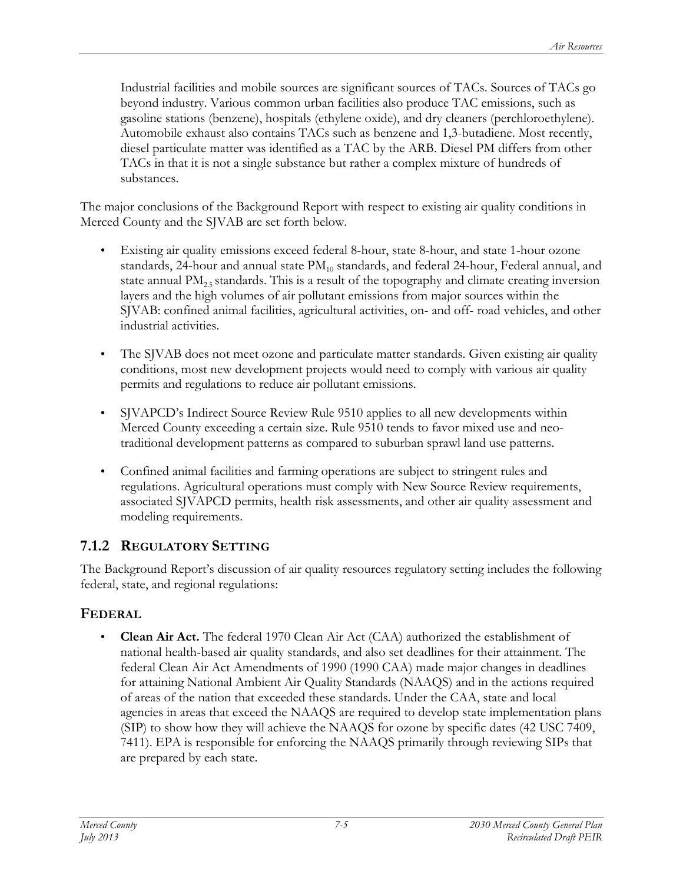Industrial facilities and mobile sources are significant sources of TACs. Sources of TACs go beyond industry. Various common urban facilities also produce TAC emissions, such as gasoline stations (benzene), hospitals (ethylene oxide), and dry cleaners (perchloroethylene). Automobile exhaust also contains TACs such as benzene and 1,3-butadiene. Most recently, diesel particulate matter was identified as a TAC by the ARB. Diesel PM differs from other TACs in that it is not a single substance but rather a complex mixture of hundreds of substances.

The major conclusions of the Background Report with respect to existing air quality conditions in Merced County and the SJVAB are set forth below.

- Existing air quality emissions exceed federal 8-hour, state 8-hour, and state 1-hour ozone standards, 24-hour and annual state $PM_{10}$ standards, and federal 24-hour, Federal annual, and state annual $PM_{2.5}$ standards. This is a result of the topography and climate creating inversion layers and the high volumes of air pollutant emissions from major sources within the SJVAB: confined animal facilities, agricultural activities, on- and off- road vehicles, and other industrial activities.
- The SJVAB does not meet ozone and particulate matter standards. Given existing air quality conditions, most new development projects would need to comply with various air quality permits and regulations to reduce air pollutant emissions.
- SJVAPCD's Indirect Source Review Rule 9510 applies to all new developments within Merced County exceeding a certain size. Rule 9510 tends to favor mixed use and neo-traditional development patterns as compared to suburban sprawl land use patterns.
- Confined animal facilities and farming operations are subject to stringent rules and regulations. Agricultural operations must comply with New Source Review requirements, associated SJVAPCD permits, health risk assessments, and other air quality assessment and modeling requirements.

## 7.1.2 Regulatory Setting

The Background Report's discussion of air quality resources regulatory setting includes the following federal, state, and regional regulations:

### Federal

- **Clean Air Act.** The federal 1970 Clean Air Act (CAA) authorized the establishment of national health-based air quality standards, and also set deadlines for their attainment. The federal Clean Air Act Amendments of 1990 (1990 CAA) made major changes in deadlines for attaining National Ambient Air Quality Standards (NAAQS) and in the actions required of areas of the nation that exceeded these standards. Under the CAA, state and local agencies in areas that exceed the NAAQS are required to develop state implementation plans (SIP) to show how they will achieve the NAAQS for ozone by specific dates (42 USC 7409, 7411). EPA is responsible for enforcing the NAAQS primarily through reviewing SIPs that are prepared by each state.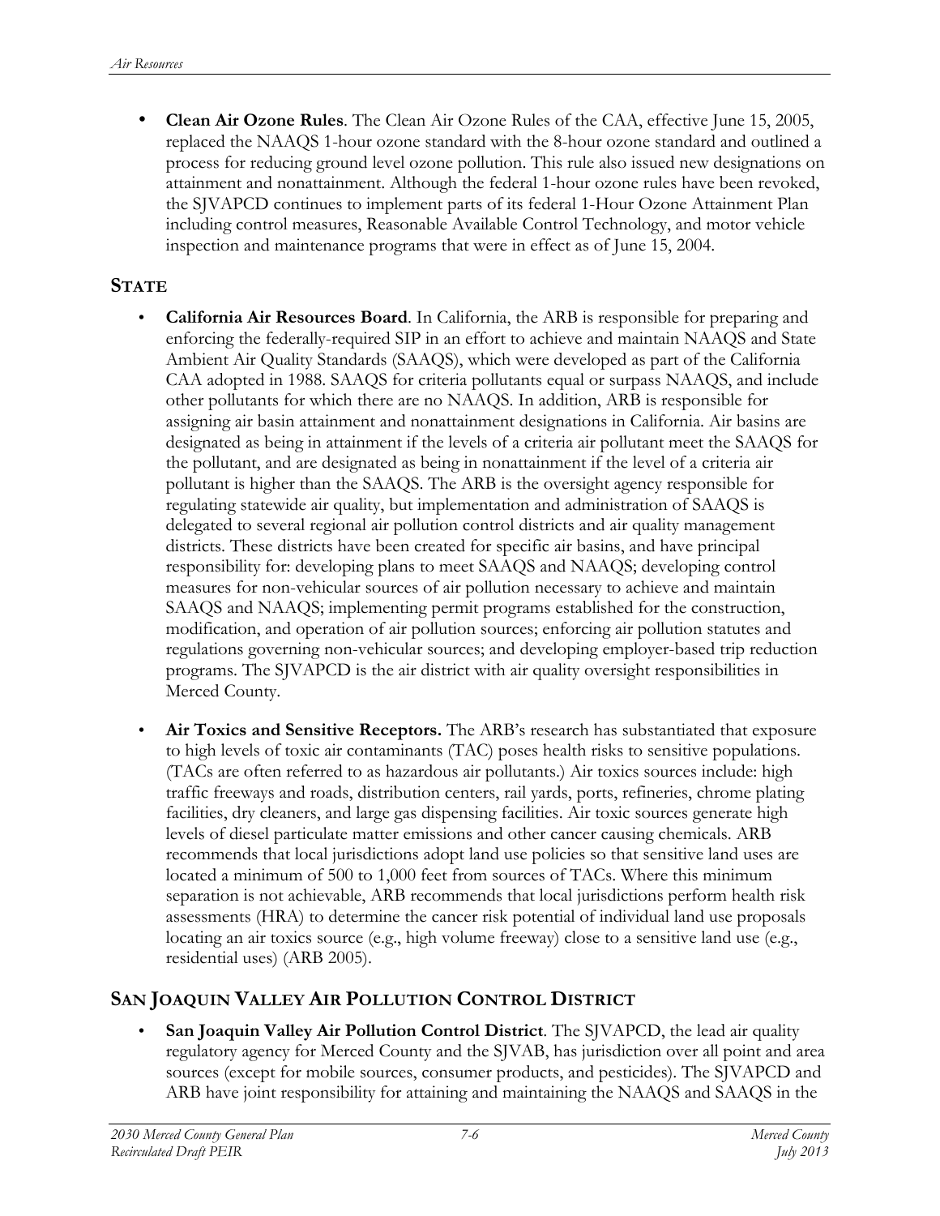- **Clean Air Ozone Rules**. The Clean Air Ozone Rules of the CAA, effective June 15, 2005, replaced the NAAQS 1-hour ozone standard with the 8-hour ozone standard and outlined a process for reducing ground level ozone pollution. This rule also issued new designations on attainment and nonattainment. Although the federal 1-hour ozone rules have been revoked, the SJVAPCD continues to implement parts of its federal 1-Hour Ozone Attainment Plan including control measures, Reasonable Available Control Technology, and motor vehicle inspection and maintenance programs that were in effect as of June 15, 2004.

## STATE

- **California Air Resources Board**. In California, the ARB is responsible for preparing and enforcing the federally-required SIP in an effort to achieve and maintain NAAQS and State Ambient Air Quality Standards (SAAQS), which were developed as part of the California CAA adopted in 1988. SAAQS for criteria pollutants equal or surpass NAAQS, and include other pollutants for which there are no NAAQS. In addition, ARB is responsible for assigning air basin attainment and nonattainment designations in California. Air basins are designated as being in attainment if the levels of a criteria air pollutant meet the SAAQS for the pollutant, and are designated as being in nonattainment if the level of a criteria air pollutant is higher than the SAAQS. The ARB is the oversight agency responsible for regulating statewide air quality, but implementation and administration of SAAQS is delegated to several regional air pollution control districts and air quality management districts. These districts have been created for specific air basins, and have principal responsibility for: developing plans to meet SAAQS and NAAQS; developing control measures for non-vehicular sources of air pollution necessary to achieve and maintain SAAQS and NAAQS; implementing permit programs established for the construction, modification, and operation of air pollution sources; enforcing air pollution statutes and regulations governing non-vehicular sources; and developing employer-based trip reduction programs. The SJVAPCD is the air district with air quality oversight responsibilities in Merced County.
- **Air Toxics and Sensitive Receptors.** The ARB's research has substantiated that exposure to high levels of toxic air contaminants (TAC) poses health risks to sensitive populations. (TACs are often referred to as hazardous air pollutants.) Air toxics sources include: high traffic freeways and roads, distribution centers, rail yards, ports, refineries, chrome plating facilities, dry cleaners, and large gas dispensing facilities. Air toxic sources generate high levels of diesel particulate matter emissions and other cancer causing chemicals. ARB recommends that local jurisdictions adopt land use policies so that sensitive land uses are located a minimum of 500 to 1,000 feet from sources of TACs. Where this minimum separation is not achievable, ARB recommends that local jurisdictions perform health risk assessments (HRA) to determine the cancer risk potential of individual land use proposals locating an air toxics source (e.g., high volume freeway) close to a sensitive land use (e.g., residential uses) (ARB 2005).

## SAN JOAQUIN VALLEY AIR POLLUTION CONTROL DISTRICT

- **San Joaquin Valley Air Pollution Control District**. The SJVAPCD, the lead air quality regulatory agency for Merced County and the SJVAB, has jurisdiction over all point and area sources (except for mobile sources, consumer products, and pesticides). The SJVAPCD and ARB have joint responsibility for attaining and maintaining the NAAQS and SAAQS in the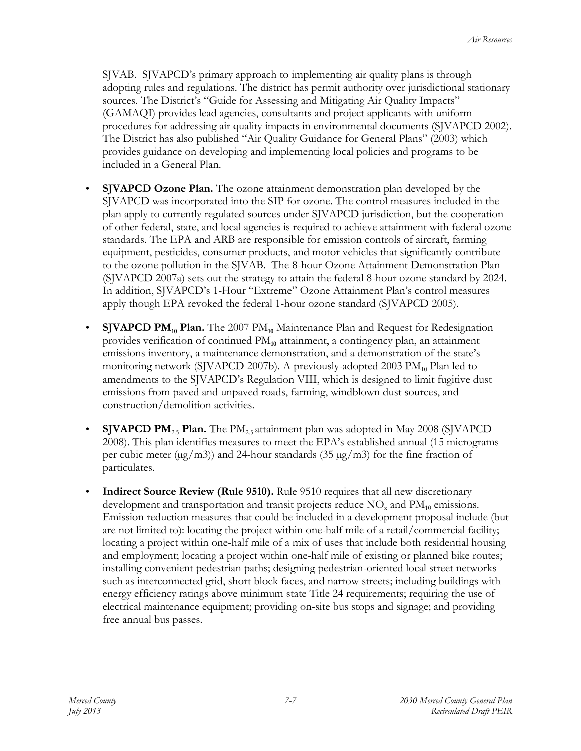SJVAB. SJVAPCD's primary approach to implementing air quality plans is through adopting rules and regulations. The district has permit authority over jurisdictional stationary sources. The District's "Guide for Assessing and Mitigating Air Quality Impacts" (GAMAQI) provides lead agencies, consultants and project applicants with uniform procedures for addressing air quality impacts in environmental documents (SJVAPCD 2002). The District has also published "Air Quality Guidance for General Plans" (2003) which provides guidance on developing and implementing local policies and programs to be included in a General Plan.

- **SJVAPCD Ozone Plan.** The ozone attainment demonstration plan developed by the SJVAPCD was incorporated into the SIP for ozone. The control measures included in the plan apply to currently regulated sources under SJVAPCD jurisdiction, but the cooperation of other federal, state, and local agencies is required to achieve attainment with federal ozone standards. The EPA and ARB are responsible for emission controls of aircraft, farming equipment, pesticides, consumer products, and motor vehicles that significantly contribute to the ozone pollution in the SJVAB. The 8-hour Ozone Attainment Demonstration Plan (SJVAPCD 2007a) sets out the strategy to attain the federal 8-hour ozone standard by 2024. In addition, SJVAPCD's 1-Hour "Extreme" Ozone Attainment Plan's control measures apply though EPA revoked the federal 1-hour ozone standard (SJVAPCD 2005).

- **SJVAPCD $PM_{10}$ Plan.** The 2007 $PM_{10}$ Maintenance Plan and Request for Redesignation provides verification of continued $PM_{10}$ attainment, a contingency plan, an attainment emissions inventory, a maintenance demonstration, and a demonstration of the state's monitoring network (SJVAPCD 2007b). A previously-adopted 2003 $PM_{10}$ Plan led to amendments to the SJVAPCD's Regulation VIII, which is designed to limit fugitive dust emissions from paved and unpaved roads, farming, windblown dust sources, and construction/demolition activities.

- **SJVAPCD $PM_{2.5}$ Plan.** The $PM_{2.5}$ attainment plan was adopted in May 2008 (SJVAPCD 2008). This plan identifies measures to meet the EPA's established annual (15 micrograms per cubic meter (μg/m3)) and 24-hour standards (35 μg/m3) for the fine fraction of particulates.

- **Indirect Source Review (Rule 9510).** Rule 9510 requires that all new discretionary development and transportation and transit projects reduce $NO_x$ and $PM_{10}$ emissions. Emission reduction measures that could be included in a development proposal include (but are not limited to): locating the project within one-half mile of a retail/commercial facility; locating a project within one-half mile of a mix of uses that include both residential housing and employment; locating a project within one-half mile of existing or planned bike routes; installing convenient pedestrian paths; designing pedestrian-oriented local street networks such as interconnected grid, short block faces, and narrow streets; including buildings with energy efficiency ratings above minimum state Title 24 requirements; requiring the use of electrical maintenance equipment; providing on-site bus stops and signage; and providing free annual bus passes.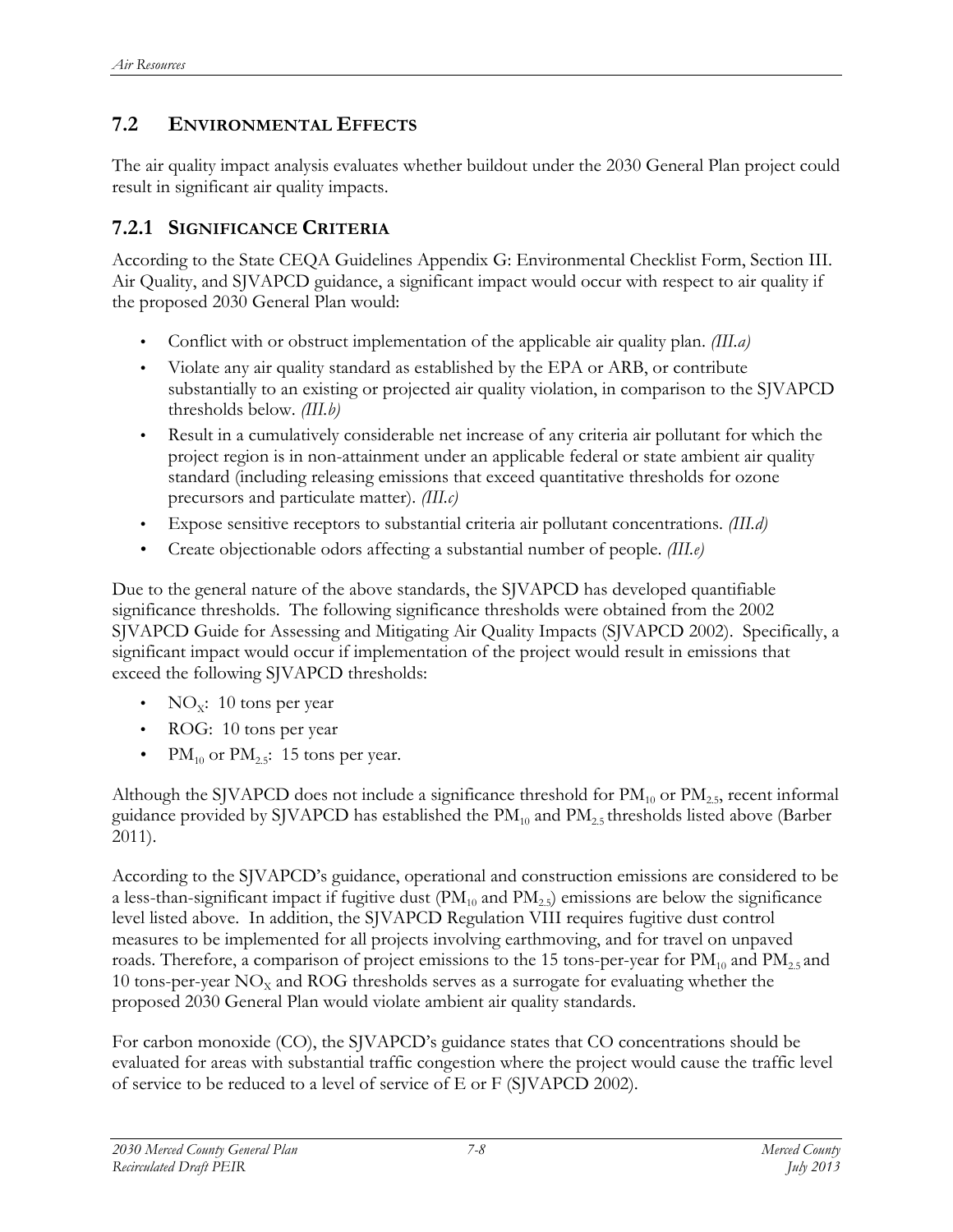## 7.2 ENVIRONMENTAL EFFECTS

The air quality impact analysis evaluates whether buildout under the 2030 General Plan project could result in significant air quality impacts.

### 7.2.1 SIGNIFICANCE CRITERIA

According to the State CEQA Guidelines Appendix G: Environmental Checklist Form, Section III. Air Quality, and SJVAPCD guidance, a significant impact would occur with respect to air quality if the proposed 2030 General Plan would:

- Conflict with or obstruct implementation of the applicable air quality plan. *(III.a)*
- Violate any air quality standard as established by the EPA or ARB, or contribute substantially to an existing or projected air quality violation, in comparison to the SJVAPCD thresholds below. *(III.b)*
- Result in a cumulatively considerable net increase of any criteria air pollutant for which the project region is in non-attainment under an applicable federal or state ambient air quality standard (including releasing emissions that exceed quantitative thresholds for ozone precursors and particulate matter). *(III.c)*
- Expose sensitive receptors to substantial criteria air pollutant concentrations. *(III.d)*
- Create objectionable odors affecting a substantial number of people. *(III.e)*

Due to the general nature of the above standards, the SJVAPCD has developed quantifiable significance thresholds. The following significance thresholds were obtained from the 2002 SJVAPCD Guide for Assessing and Mitigating Air Quality Impacts (SJVAPCD 2002). Specifically, a significant impact would occur if implementation of the project would result in emissions that exceed the following SJVAPCD thresholds:

- $NO_X$: 10 tons per year
- ROG: 10 tons per year
- $PM_{10}$ or $PM_{2.5}$: 15 tons per year.

Although the SJVAPCD does not include a significance threshold for $PM_{10}$ or $PM_{2.5}$, recent informal guidance provided by SJVAPCD has established the $PM_{10}$ and $PM_{2.5}$ thresholds listed above (Barber 2011).

According to the SJVAPCD's guidance, operational and construction emissions are considered to be a less-than-significant impact if fugitive dust ($PM_{10}$ and $PM_{2.5}$) emissions are below the significance level listed above. In addition, the SJVAPCD Regulation VIII requires fugitive dust control measures to be implemented for all projects involving earthmoving, and for travel on unpaved roads. Therefore, a comparison of project emissions to the 15 tons-per-year for $PM_{10}$ and $PM_{2.5}$ and 10 tons-per-year $NO_X$ and ROG thresholds serves as a surrogate for evaluating whether the proposed 2030 General Plan would violate ambient air quality standards.

For carbon monoxide (CO), the SJVAPCD's guidance states that CO concentrations should be evaluated for areas with substantial traffic congestion where the project would cause the traffic level of service to be reduced to a level of service of E or F (SJVAPCD 2002).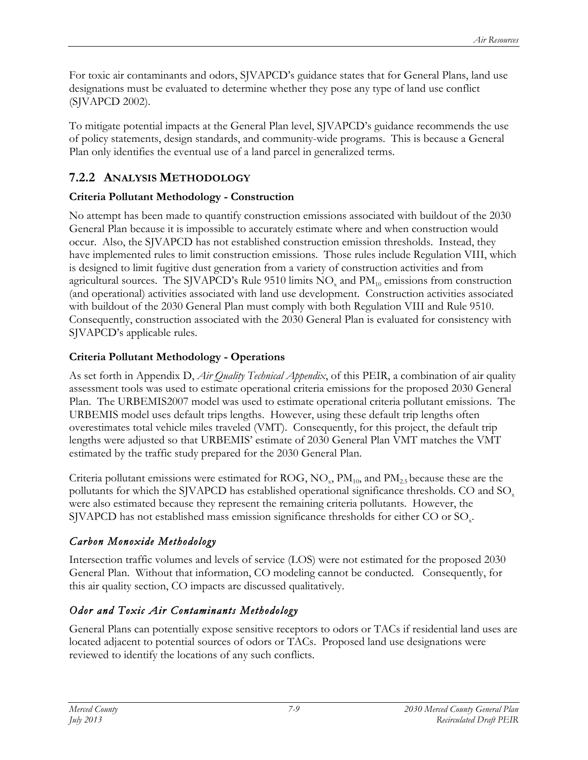For toxic air contaminants and odors, SJVAPCD's guidance states that for General Plans, land use designations must be evaluated to determine whether they pose any type of land use conflict (SJVAPCD 2002).

To mitigate potential impacts at the General Plan level, SJVAPCD's guidance recommends the use of policy statements, design standards, and community-wide programs. This is because a General Plan only identifies the eventual use of a land parcel in generalized terms.

## 7.2.2 Analysis Methodology

### Criteria Pollutant Methodology - Construction

No attempt has been made to quantify construction emissions associated with buildout of the 2030 General Plan because it is impossible to accurately estimate where and when construction would occur. Also, the SJVAPCD has not established construction emission thresholds. Instead, they have implemented rules to limit construction emissions. Those rules include Regulation VIII, which is designed to limit fugitive dust generation from a variety of construction activities and from agricultural sources. The SJVAPCD's Rule 9510 limits $NO_x$ and $PM_{10}$ emissions from construction (and operational) activities associated with land use development. Construction activities associated with buildout of the 2030 General Plan must comply with both Regulation VIII and Rule 9510. Consequently, construction associated with the 2030 General Plan is evaluated for consistency with SJVAPCD's applicable rules.

### Criteria Pollutant Methodology - Operations

As set forth in Appendix D, *Air Quality Technical Appendix*, of this PEIR, a combination of air quality assessment tools was used to estimate operational criteria emissions for the proposed 2030 General Plan. The URBEMIS2007 model was used to estimate operational criteria pollutant emissions. The URBEMIS model uses default trips lengths. However, using these default trip lengths often overestimates total vehicle miles traveled (VMT). Consequently, for this project, the default trip lengths were adjusted so that URBEMIS' estimate of 2030 General Plan VMT matches the VMT estimated by the traffic study prepared for the 2030 General Plan.

Criteria pollutant emissions were estimated for ROG, $NO_x$, $PM_{10}$, and $PM_{2.5}$ because these are the pollutants for which the SJVAPCD has established operational significance thresholds. CO and $SO_x$ were also estimated because they represent the remaining criteria pollutants. However, the SJVAPCD has not established mass emission significance thresholds for either CO or $SO_x$.

#### *Carbon Monoxide Methodology*

Intersection traffic volumes and levels of service (LOS) were not estimated for the proposed 2030 General Plan. Without that information, CO modeling cannot be conducted. Consequently, for this air quality section, CO impacts are discussed qualitatively.

#### *Odor and Toxic Air Contaminants Methodology*

General Plans can potentially expose sensitive receptors to odors or TACs if residential land uses are located adjacent to potential sources of odors or TACs. Proposed land use designations were reviewed to identify the locations of any such conflicts.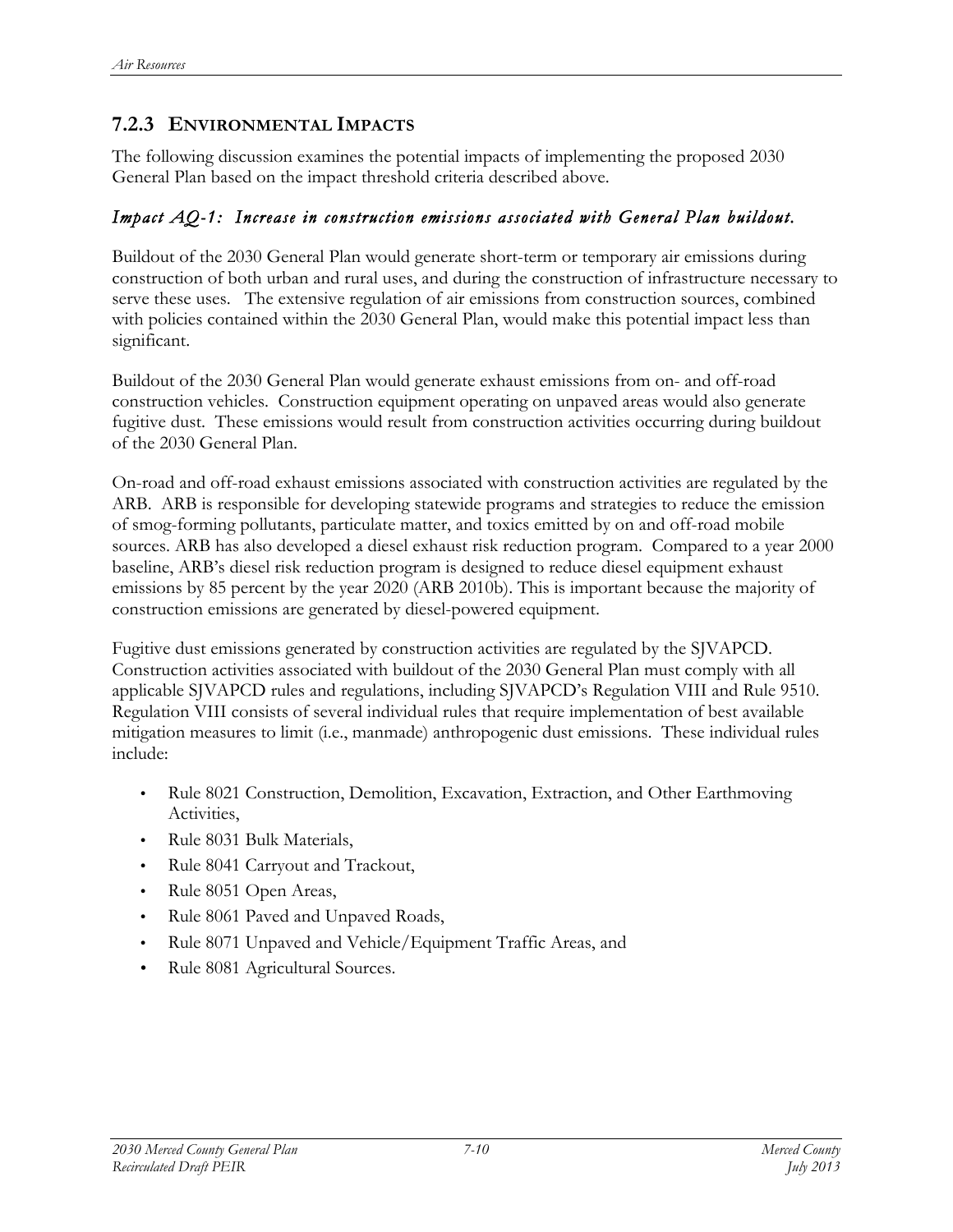## 7.2.3 ENVIRONMENTAL IMPACTS

The following discussion examines the potential impacts of implementing the proposed 2030 General Plan based on the impact threshold criteria described above.

### *Impact AQ-1: Increase in construction emissions associated with General Plan buildout.*

Buildout of the 2030 General Plan would generate short-term or temporary air emissions during construction of both urban and rural uses, and during the construction of infrastructure necessary to serve these uses. The extensive regulation of air emissions from construction sources, combined with policies contained within the 2030 General Plan, would make this potential impact less than significant.

Buildout of the 2030 General Plan would generate exhaust emissions from on- and off-road construction vehicles. Construction equipment operating on unpaved areas would also generate fugitive dust. These emissions would result from construction activities occurring during buildout of the 2030 General Plan.

On-road and off-road exhaust emissions associated with construction activities are regulated by the ARB. ARB is responsible for developing statewide programs and strategies to reduce the emission of smog-forming pollutants, particulate matter, and toxics emitted by on and off-road mobile sources. ARB has also developed a diesel exhaust risk reduction program. Compared to a year 2000 baseline, ARB's diesel risk reduction program is designed to reduce diesel equipment exhaust emissions by 85 percent by the year 2020 (ARB 2010b). This is important because the majority of construction emissions are generated by diesel-powered equipment.

Fugitive dust emissions generated by construction activities are regulated by the SJVAPCD. Construction activities associated with buildout of the 2030 General Plan must comply with all applicable SJVAPCD rules and regulations, including SJVAPCD's Regulation VIII and Rule 9510. Regulation VIII consists of several individual rules that require implementation of best available mitigation measures to limit (i.e., manmade) anthropogenic dust emissions. These individual rules include:

- Rule 8021 Construction, Demolition, Excavation, Extraction, and Other Earthmoving Activities,
- Rule 8031 Bulk Materials,
- Rule 8041 Carryout and Trackout,
- Rule 8051 Open Areas,
- Rule 8061 Paved and Unpaved Roads,
- Rule 8071 Unpaved and Vehicle/Equipment Traffic Areas, and
- Rule 8081 Agricultural Sources.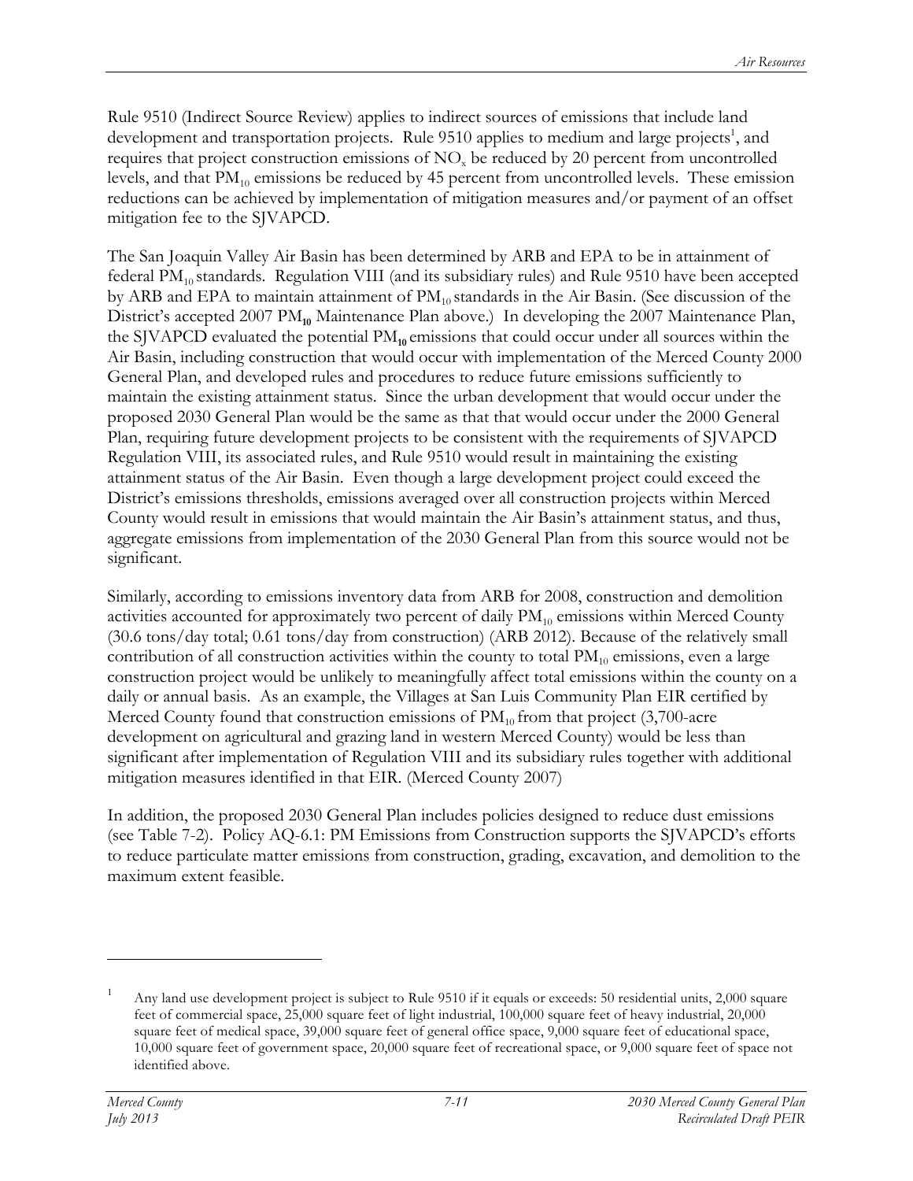Rule 9510 (Indirect Source Review) applies to indirect sources of emissions that include land development and transportation projects. Rule 9510 applies to medium and large projects[1], and requires that project construction emissions of $NO_x$ be reduced by 20 percent from uncontrolled levels, and that $PM_{10}$ emissions be reduced by 45 percent from uncontrolled levels. These emission reductions can be achieved by implementation of mitigation measures and/or payment of an offset mitigation fee to the SJVAPCD.

The San Joaquin Valley Air Basin has been determined by ARB and EPA to be in attainment of federal $PM_{10}$ standards. Regulation VIII (and its subsidiary rules) and Rule 9510 have been accepted by ARB and EPA to maintain attainment of $PM_{10}$ standards in the Air Basin. (See discussion of the District's accepted 2007 $PM_{10}$ Maintenance Plan above.) In developing the 2007 Maintenance Plan, the SJVAPCD evaluated the potential $PM_{10}$ emissions that could occur under all sources within the Air Basin, including construction that would occur with implementation of the Merced County 2000 General Plan, and developed rules and procedures to reduce future emissions sufficiently to maintain the existing attainment status. Since the urban development that would occur under the proposed 2030 General Plan would be the same as that that would occur under the 2000 General Plan, requiring future development projects to be consistent with the requirements of SJVAPCD Regulation VIII, its associated rules, and Rule 9510 would result in maintaining the existing attainment status of the Air Basin. Even though a large development project could exceed the District's emissions thresholds, emissions averaged over all construction projects within Merced County would result in emissions that would maintain the Air Basin's attainment status, and thus, aggregate emissions from implementation of the 2030 General Plan from this source would not be significant.

Similarly, according to emissions inventory data from ARB for 2008, construction and demolition activities accounted for approximately two percent of daily $PM_{10}$ emissions within Merced County (30.6 tons/day total; 0.61 tons/day from construction) (ARB 2012). Because of the relatively small contribution of all construction activities within the county to total $PM_{10}$ emissions, even a large construction project would be unlikely to meaningfully affect total emissions within the county on a daily or annual basis. As an example, the Villages at San Luis Community Plan EIR certified by Merced County found that construction emissions of $PM_{10}$ from that project (3,700-acre development on agricultural and grazing land in western Merced County) would be less than significant after implementation of Regulation VIII and its subsidiary rules together with additional mitigation measures identified in that EIR. (Merced County 2007)

In addition, the proposed 2030 General Plan includes policies designed to reduce dust emissions (see Table 7-2). Policy AQ-6.1: PM Emissions from Construction supports the SJVAPCD's efforts to reduce particulate matter emissions from construction, grading, excavation, and demolition to the maximum extent feasible.

---

[1] Any land use development project is subject to Rule 9510 if it equals or exceeds: 50 residential units, 2,000 square feet of commercial space, 25,000 square feet of light industrial, 100,000 square feet of heavy industrial, 20,000 square feet of medical space, 39,000 square feet of general office space, 9,000 square feet of educational space, 10,000 square feet of government space, 20,000 square feet of recreational space, or 9,000 square feet of space not identified above.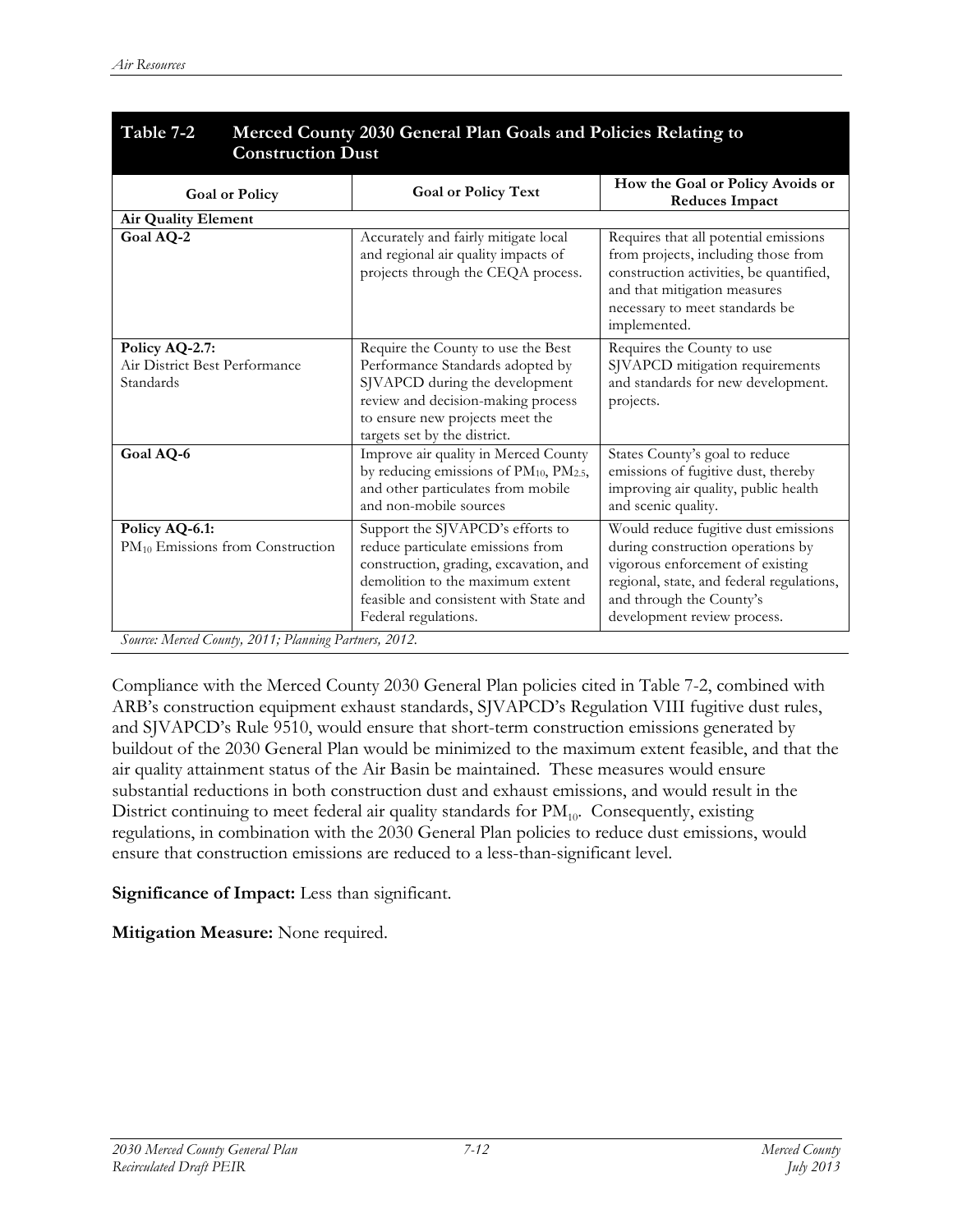**Table 7-2 Merced County 2030 General Plan Goals and Policies Relating to Construction Dust**

| Goal or Policy | Goal or Policy Text | How the Goal or Policy Avoids or Reduces Impact |
|---|---|---|
| **Air Quality Element** | | |
| **Goal AQ-2** | Accurately and fairly mitigate local and regional air quality impacts of projects through the CEQA process. | Requires that all potential emissions from projects, including those from construction activities, be quantified, and that mitigation measures necessary to meet standards be implemented. |
| **Policy AQ-2.7:** Air District Best Performance Standards | Require the County to use the Best Performance Standards adopted by SJVAPCD during the development review and decision-making process to ensure new projects meet the targets set by the district. | Requires the County to use SJVAPCD mitigation requirements and standards for new development. projects. |
| **Goal AQ-6** | Improve air quality in Merced County by reducing emissions of $PM_{10}$, $PM_{2.5}$, and other particulates from mobile and non-mobile sources | States County's goal to reduce emissions of fugitive dust, thereby improving air quality, public health and scenic quality. |
| **Policy AQ-6.1:** $PM_{10}$ Emissions from Construction | Support the SJVAPCD's efforts to reduce particulate emissions from construction, grading, excavation, and demolition to the maximum extent feasible and consistent with State and Federal regulations. | Would reduce fugitive dust emissions during construction operations by vigorous enforcement of existing regional, state, and federal regulations, and through the County's development review process. |

*Source: Merced County, 2011; Planning Partners, 2012.*

Compliance with the Merced County 2030 General Plan policies cited in Table 7-2, combined with ARB's construction equipment exhaust standards, SJVAPCD's Regulation VIII fugitive dust rules, and SJVAPCD's Rule 9510, would ensure that short-term construction emissions generated by buildout of the 2030 General Plan would be minimized to the maximum extent feasible, and that the air quality attainment status of the Air Basin be maintained. These measures would ensure substantial reductions in both construction dust and exhaust emissions, and would result in the District continuing to meet federal air quality standards for $PM_{10}$. Consequently, existing regulations, in combination with the 2030 General Plan policies to reduce dust emissions, would ensure that construction emissions are reduced to a less-than-significant level.

**Significance of Impact:** Less than significant.

**Mitigation Measure:** None required.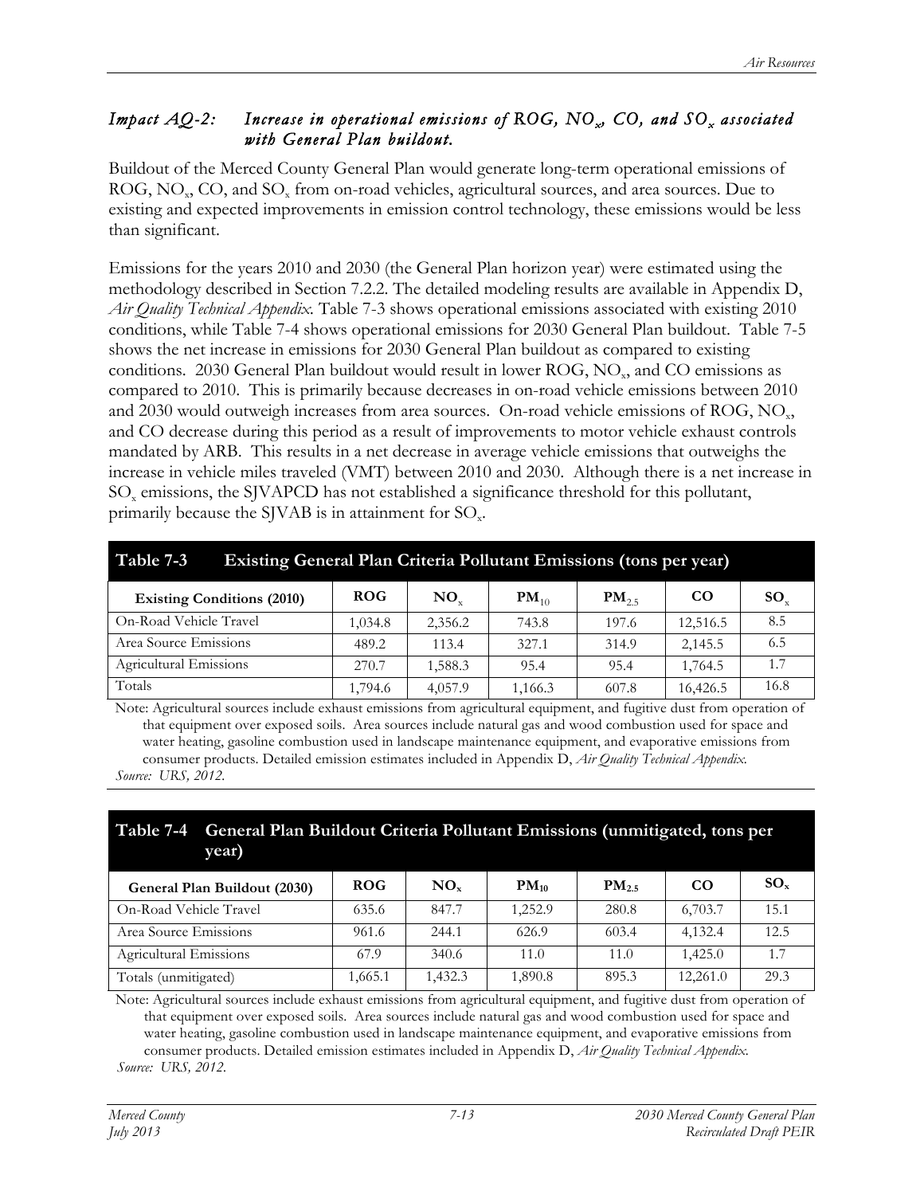### *Impact AQ-2: Increase in operational emissions of ROG, $NO_x$, CO, and $SO_x$ associated with General Plan buildout.*

Buildout of the Merced County General Plan would generate long-term operational emissions of ROG, $NO_x$, CO, and $SO_x$ from on-road vehicles, agricultural sources, and area sources. Due to existing and expected improvements in emission control technology, these emissions would be less than significant.

Emissions for the years 2010 and 2030 (the General Plan horizon year) were estimated using the methodology described in Section 7.2.2. The detailed modeling results are available in Appendix D, *Air Quality Technical Appendix*. Table 7-3 shows operational emissions associated with existing 2010 conditions, while Table 7-4 shows operational emissions for 2030 General Plan buildout. Table 7-5 shows the net increase in emissions for 2030 General Plan buildout as compared to existing conditions. 2030 General Plan buildout would result in lower ROG, $NO_x$, and CO emissions as compared to 2010. This is primarily because decreases in on-road vehicle emissions between 2010 and 2030 would outweigh increases from area sources. On-road vehicle emissions of ROG, $NO_x$, and CO decrease during this period as a result of improvements to motor vehicle exhaust controls mandated by ARB. This results in a net decrease in average vehicle emissions that outweighs the increase in vehicle miles traveled (VMT) between 2010 and 2030. Although there is a net increase in $SO_x$ emissions, the SJVAPCD has not established a significance threshold for this pollutant, primarily because the SJVAB is in attainment for $SO_x$.

**Table 7-3 Existing General Plan Criteria Pollutant Emissions (tons per year)**

| Existing Conditions (2010) | ROG | $NO_x$ | $PM_{10}$ | $PM_{2.5}$ | CO | $SO_x$ |
|---|---|---|---|---|---|---|
| On-Road Vehicle Travel | 1,034.8 | 2,356.2 | 743.8 | 197.6 | 12,516.5 | 8.5 |
| Area Source Emissions | 489.2 | 113.4 | 327.1 | 314.9 | 2,145.5 | 6.5 |
| Agricultural Emissions | 270.7 | 1,588.3 | 95.4 | 95.4 | 1,764.5 | 1.7 |
| Totals | 1,794.6 | 4,057.9 | 1,166.3 | 607.8 | 16,426.5 | 16.8 |

Note: Agricultural sources include exhaust emissions from agricultural equipment, and fugitive dust from operation of that equipment over exposed soils. Area sources include natural gas and wood combustion used for space and water heating, gasoline combustion used in landscape maintenance equipment, and evaporative emissions from consumer products. Detailed emission estimates included in Appendix D, *Air Quality Technical Appendix*.
*Source: URS, 2012.*

**Table 7-4 General Plan Buildout Criteria Pollutant Emissions (unmitigated, tons per year)**

| General Plan Buildout (2030) | ROG | $NO_x$ | $PM_{10}$ | $PM_{2.5}$ | CO | $SO_x$ |
|---|---|---|---|---|---|---|
| On-Road Vehicle Travel | 635.6 | 847.7 | 1,252.9 | 280.8 | 6,703.7 | 15.1 |
| Area Source Emissions | 961.6 | 244.1 | 626.9 | 603.4 | 4,132.4 | 12.5 |
| Agricultural Emissions | 67.9 | 340.6 | 11.0 | 11.0 | 1,425.0 | 1.7 |
| Totals (unmitigated) | 1,665.1 | 1,432.3 | 1,890.8 | 895.3 | 12,261.0 | 29.3 |

Note: Agricultural sources include exhaust emissions from agricultural equipment, and fugitive dust from operation of that equipment over exposed soils. Area sources include natural gas and wood combustion used for space and water heating, gasoline combustion used in landscape maintenance equipment, and evaporative emissions from consumer products. Detailed emission estimates included in Appendix D, *Air Quality Technical Appendix*.
*Source: URS, 2012.*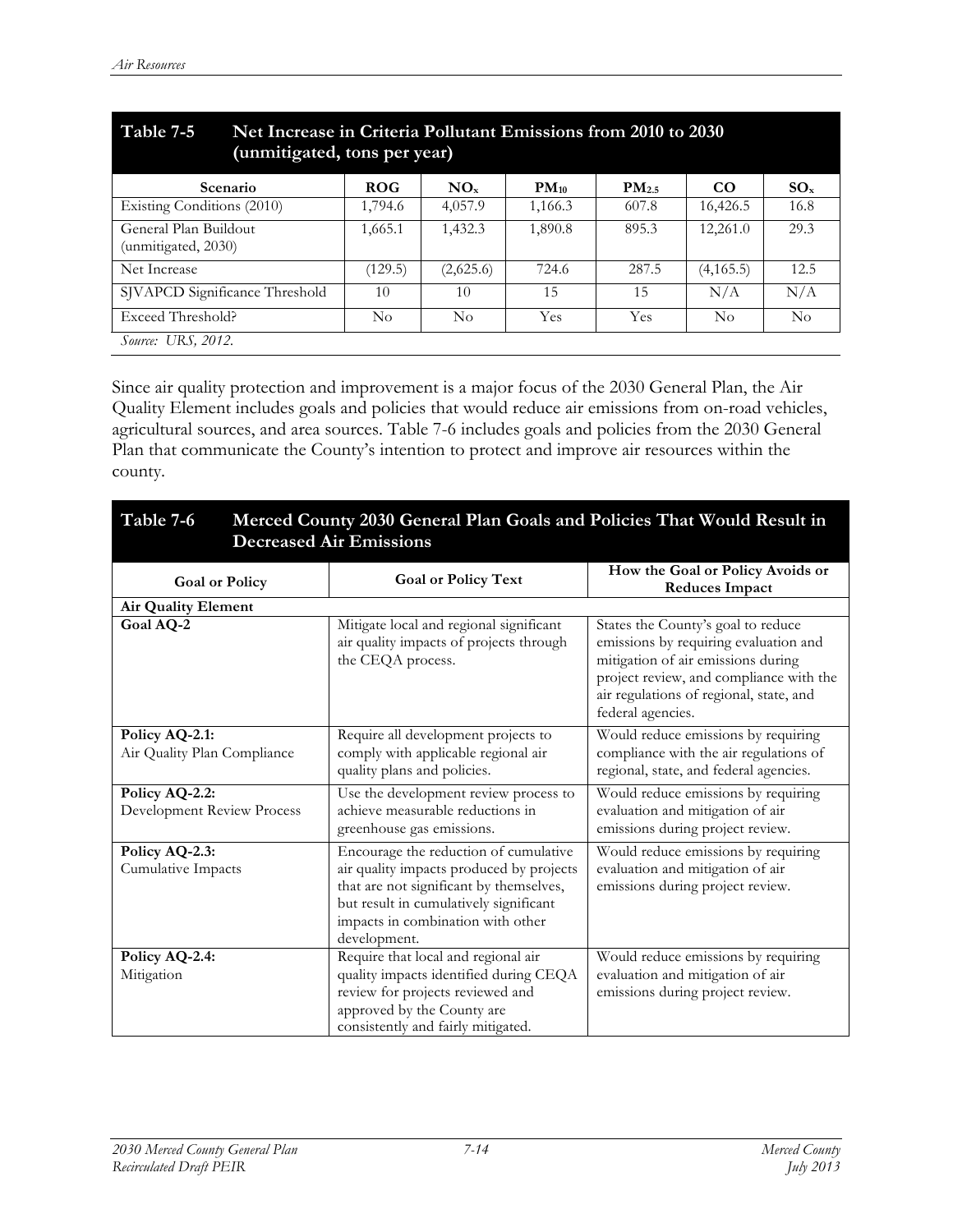| Table 7-5 Net Increase in Criteria Pollutant Emissions from 2010 to 2030 (unmitigated, tons per year) | | | | | | |
|---|---|---|---|---|---|---|
| Scenario | ROG | $NO_x$ | $PM_{10}$ | $PM_{2.5}$ | CO | $SO_x$ |
| Existing Conditions (2010) | 1,794.6 | 4,057.9 | 1,166.3 | 607.8 | 16,426.5 | 16.8 |
| General Plan Buildout (unmitigated, 2030) | 1,665.1 | 1,432.3 | 1,890.8 | 895.3 | 12,261.0 | 29.3 |
| Net Increase | (129.5) | (2,625.6) | 724.6 | 287.5 | (4,165.5) | 12.5 |
| SJVAPCD Significance Threshold | 10 | 10 | 15 | 15 | N/A | N/A |
| Exceed Threshold? | No | No | Yes | Yes | No | No |

*Source: URS, 2012.*

Since air quality protection and improvement is a major focus of the 2030 General Plan, the Air Quality Element includes goals and policies that would reduce air emissions from on-road vehicles, agricultural sources, and area sources. Table 7-6 includes goals and policies from the 2030 General Plan that communicate the County's intention to protect and improve air resources within the county.

| Table 7-6 Merced County 2030 General Plan Goals and Policies That Would Result in Decreased Air Emissions | | |
|---|---|---|
| Goal or Policy | Goal or Policy Text | How the Goal or Policy Avoids or Reduces Impact |
| **Air Quality Element** | | |
| **Goal AQ-2** | Mitigate local and regional significant air quality impacts of projects through the CEQA process. | States the County's goal to reduce emissions by requiring evaluation and mitigation of air emissions during project review, and compliance with the air regulations of regional, state, and federal agencies. |
| **Policy AQ-2.1:** Air Quality Plan Compliance | Require all development projects to comply with applicable regional air quality plans and policies. | Would reduce emissions by requiring compliance with the air regulations of regional, state, and federal agencies. |
| **Policy AQ-2.2:** Development Review Process | Use the development review process to achieve measurable reductions in greenhouse gas emissions. | Would reduce emissions by requiring evaluation and mitigation of air emissions during project review. |
| **Policy AQ-2.3:** Cumulative Impacts | Encourage the reduction of cumulative air quality impacts produced by projects that are not significant by themselves, but result in cumulatively significant impacts in combination with other development. | Would reduce emissions by requiring evaluation and mitigation of air emissions during project review. |
| **Policy AQ-2.4:** Mitigation | Require that local and regional air quality impacts identified during CEQA review for projects reviewed and approved by the County are consistently and fairly mitigated. | Would reduce emissions by requiring evaluation and mitigation of air emissions during project review. |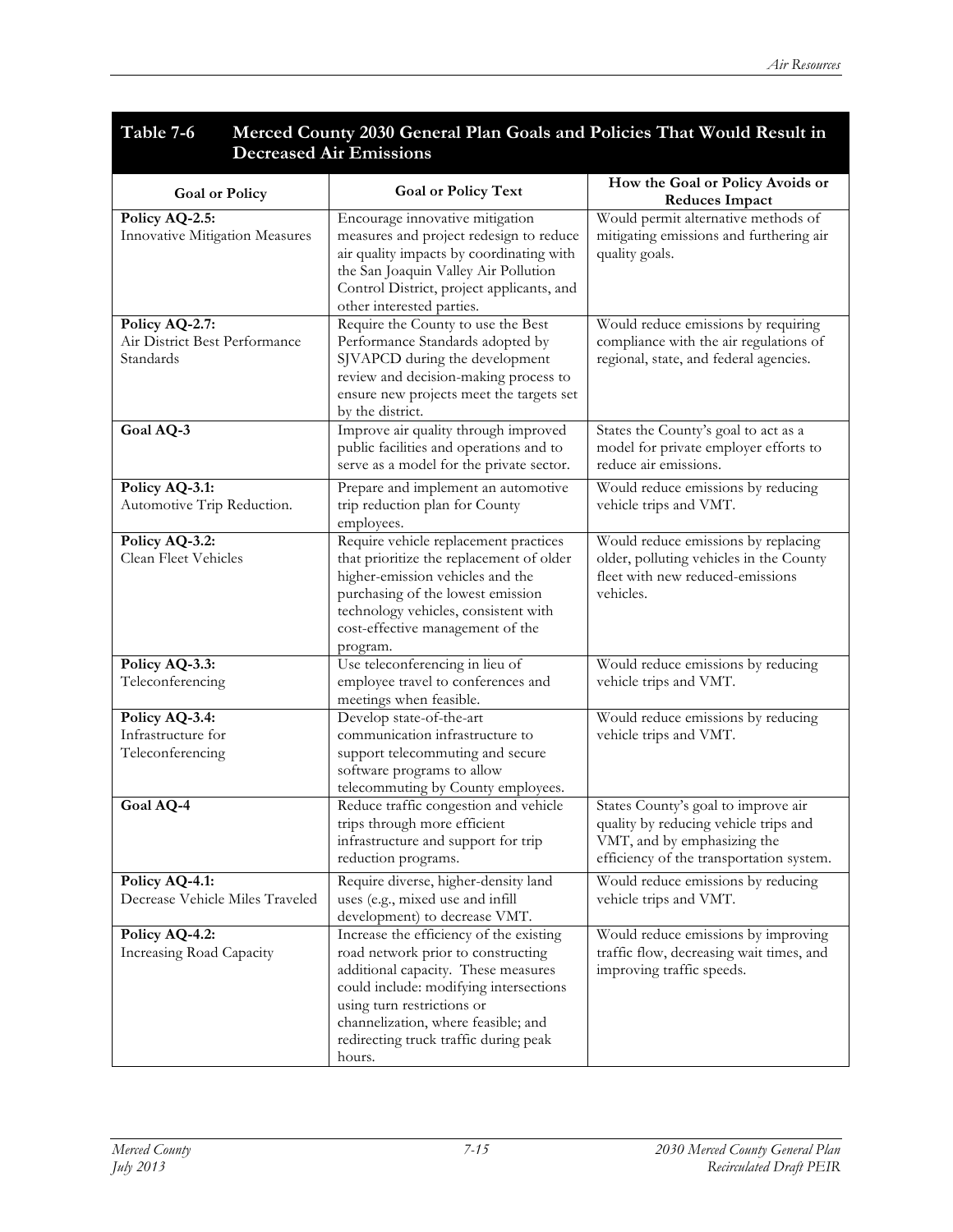**Table 7-6 Merced County 2030 General Plan Goals and Policies That Would Result in Decreased Air Emissions**

| Goal or Policy | Goal or Policy Text | How the Goal or Policy Avoids or Reduces Impact |
|---|---|---|
| **Policy AQ-2.5:** Innovative Mitigation Measures | Encourage innovative mitigation measures and project redesign to reduce air quality impacts by coordinating with the San Joaquin Valley Air Pollution Control District, project applicants, and other interested parties. | Would permit alternative methods of mitigating emissions and furthering air quality goals. |
| **Policy AQ-2.7:** Air District Best Performance Standards | Require the County to use the Best Performance Standards adopted by SJVAPCD during the development review and decision-making process to ensure new projects meet the targets set by the district. | Would reduce emissions by requiring compliance with the air regulations of regional, state, and federal agencies. |
| **Goal AQ-3** | Improve air quality through improved public facilities and operations and to serve as a model for the private sector. | States the County's goal to act as a model for private employer efforts to reduce air emissions. |
| **Policy AQ-3.1:** Automotive Trip Reduction. | Prepare and implement an automotive trip reduction plan for County employees. | Would reduce emissions by reducing vehicle trips and VMT. |
| **Policy AQ-3.2:** Clean Fleet Vehicles | Require vehicle replacement practices that prioritize the replacement of older higher-emission vehicles and the purchasing of the lowest emission technology vehicles, consistent with cost-effective management of the program. | Would reduce emissions by replacing older, polluting vehicles in the County fleet with new reduced-emissions vehicles. |
| **Policy AQ-3.3:** Teleconferencing | Use teleconferencing in lieu of employee travel to conferences and meetings when feasible. | Would reduce emissions by reducing vehicle trips and VMT. |
| **Policy AQ-3.4:** Infrastructure for Teleconferencing | Develop state-of-the-art communication infrastructure to support telecommuting and secure software programs to allow telecommuting by County employees. | Would reduce emissions by reducing vehicle trips and VMT. |
| **Goal AQ-4** | Reduce traffic congestion and vehicle trips through more efficient infrastructure and support for trip reduction programs. | States County's goal to improve air quality by reducing vehicle trips and VMT, and by emphasizing the efficiency of the transportation system. |
| **Policy AQ-4.1:** Decrease Vehicle Miles Traveled | Require diverse, higher-density land uses (e.g., mixed use and infill development) to decrease VMT. | Would reduce emissions by reducing vehicle trips and VMT. |
| **Policy AQ-4.2:** Increasing Road Capacity | Increase the efficiency of the existing road network prior to constructing additional capacity. These measures could include: modifying intersections using turn restrictions or channelization, where feasible; and redirecting truck traffic during peak hours. | Would reduce emissions by improving traffic flow, decreasing wait times, and improving traffic speeds. |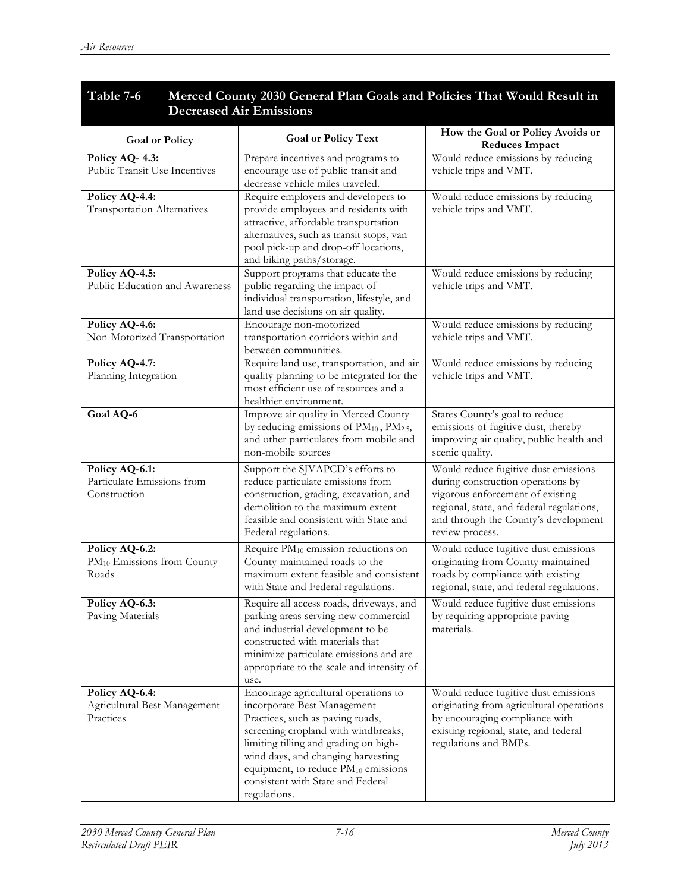**Table 7-6 Merced County 2030 General Plan Goals and Policies That Would Result in Decreased Air Emissions**

| Goal or Policy | Goal or Policy Text | How the Goal or Policy Avoids or Reduces Impact |
|---|---|---|
| **Policy AQ- 4.3:** Public Transit Use Incentives | Prepare incentives and programs to encourage use of public transit and decrease vehicle miles traveled. | Would reduce emissions by reducing vehicle trips and VMT. |
| **Policy AQ-4.4:** Transportation Alternatives | Require employers and developers to provide employees and residents with attractive, affordable transportation alternatives, such as transit stops, van pool pick-up and drop-off locations, and biking paths/storage. | Would reduce emissions by reducing vehicle trips and VMT. |
| **Policy AQ-4.5:** Public Education and Awareness | Support programs that educate the public regarding the impact of individual transportation, lifestyle, and land use decisions on air quality. | Would reduce emissions by reducing vehicle trips and VMT. |
| **Policy AQ-4.6:** Non-Motorized Transportation | Encourage non-motorized transportation corridors within and between communities. | Would reduce emissions by reducing vehicle trips and VMT. |
| **Policy AQ-4.7:** Planning Integration | Require land use, transportation, and air quality planning to be integrated for the most efficient use of resources and a healthier environment. | Would reduce emissions by reducing vehicle trips and VMT. |
| **Goal AQ-6** | Improve air quality in Merced County by reducing emissions of $PM_{10}$, $PM_{2.5}$, and other particulates from mobile and non-mobile sources | States County's goal to reduce emissions of fugitive dust, thereby improving air quality, public health and scenic quality. |
| **Policy AQ-6.1:** Particulate Emissions from Construction | Support the SJVAPCD's efforts to reduce particulate emissions from construction, grading, excavation, and demolition to the maximum extent feasible and consistent with State and Federal regulations. | Would reduce fugitive dust emissions during construction operations by vigorous enforcement of existing regional, state, and federal regulations, and through the County's development review process. |
| **Policy AQ-6.2:** $PM_{10}$ Emissions from County Roads | Require $PM_{10}$ emission reductions on County-maintained roads to the maximum extent feasible and consistent with State and Federal regulations. | Would reduce fugitive dust emissions originating from County-maintained roads by compliance with existing regional, state, and federal regulations. |
| **Policy AQ-6.3:** Paving Materials | Require all access roads, driveways, and parking areas serving new commercial and industrial development to be constructed with materials that minimize particulate emissions and are appropriate to the scale and intensity of use. | Would reduce fugitive dust emissions by requiring appropriate paving materials. |
| **Policy AQ-6.4:** Agricultural Best Management Practices | Encourage agricultural operations to incorporate Best Management Practices, such as paving roads, screening cropland with windbreaks, limiting tilling and grading on high-wind days, and changing harvesting equipment, to reduce $PM_{10}$ emissions consistent with State and Federal regulations. | Would reduce fugitive dust emissions originating from agricultural operations by encouraging compliance with existing regional, state, and federal regulations and BMPs. |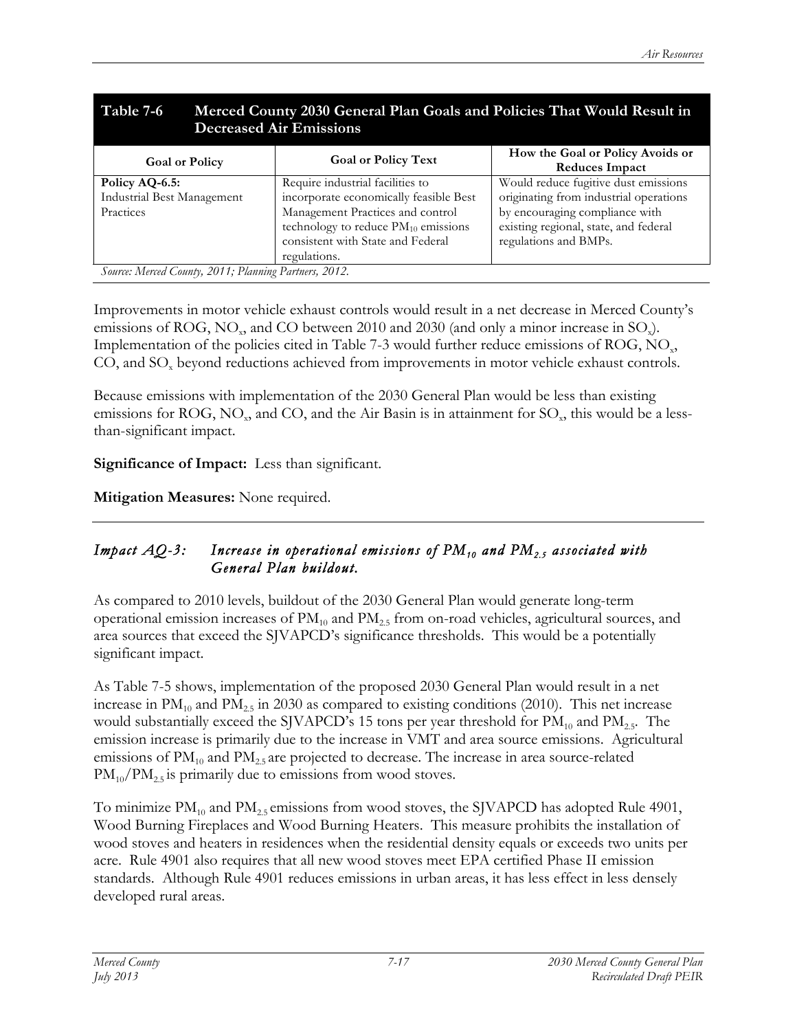**Table 7-6 Merced County 2030 General Plan Goals and Policies That Would Result in Decreased Air Emissions**

| Goal or Policy | Goal or Policy Text | How the Goal or Policy Avoids or Reduces Impact |
|---|---|---|
| **Policy AQ-6.5:** Industrial Best Management Practices | Require industrial facilities to incorporate economically feasible Best Management Practices and control technology to reduce $PM_{10}$ emissions consistent with State and Federal regulations. | Would reduce fugitive dust emissions originating from industrial operations by encouraging compliance with existing regional, state, and federal regulations and BMPs. |

*Source: Merced County, 2011; Planning Partners, 2012.*

Improvements in motor vehicle exhaust controls would result in a net decrease in Merced County's emissions of ROG, $NO_x$, and CO between 2010 and 2030 (and only a minor increase in $SO_x$). Implementation of the policies cited in Table 7-3 would further reduce emissions of ROG, $NO_x$, CO, and $SO_x$ beyond reductions achieved from improvements in motor vehicle exhaust controls.

Because emissions with implementation of the 2030 General Plan would be less than existing emissions for ROG, $NO_x$, and CO, and the Air Basin is in attainment for $SO_x$, this would be a less-than-significant impact.

**Significance of Impact:** Less than significant.

**Mitigation Measures:** None required.

---

### *Impact AQ-3: Increase in operational emissions of $PM_{10}$ and $PM_{2.5}$ associated with General Plan buildout.*

As compared to 2010 levels, buildout of the 2030 General Plan would generate long-term operational emission increases of $PM_{10}$ and $PM_{2.5}$ from on-road vehicles, agricultural sources, and area sources that exceed the SJVAPCD's significance thresholds. This would be a potentially significant impact.

As Table 7-5 shows, implementation of the proposed 2030 General Plan would result in a net increase in $PM_{10}$ and $PM_{2.5}$ in 2030 as compared to existing conditions (2010). This net increase would substantially exceed the SJVAPCD's 15 tons per year threshold for $PM_{10}$ and $PM_{2.5}$. The emission increase is primarily due to the increase in VMT and area source emissions. Agricultural emissions of $PM_{10}$ and $PM_{2.5}$ are projected to decrease. The increase in area source-related $PM_{10}$/$PM_{2.5}$ is primarily due to emissions from wood stoves.

To minimize $PM_{10}$ and $PM_{2.5}$ emissions from wood stoves, the SJVAPCD has adopted Rule 4901, Wood Burning Fireplaces and Wood Burning Heaters. This measure prohibits the installation of wood stoves and heaters in residences when the residential density equals or exceeds two units per acre. Rule 4901 also requires that all new wood stoves meet EPA certified Phase II emission standards. Although Rule 4901 reduces emissions in urban areas, it has less effect in less densely developed rural areas.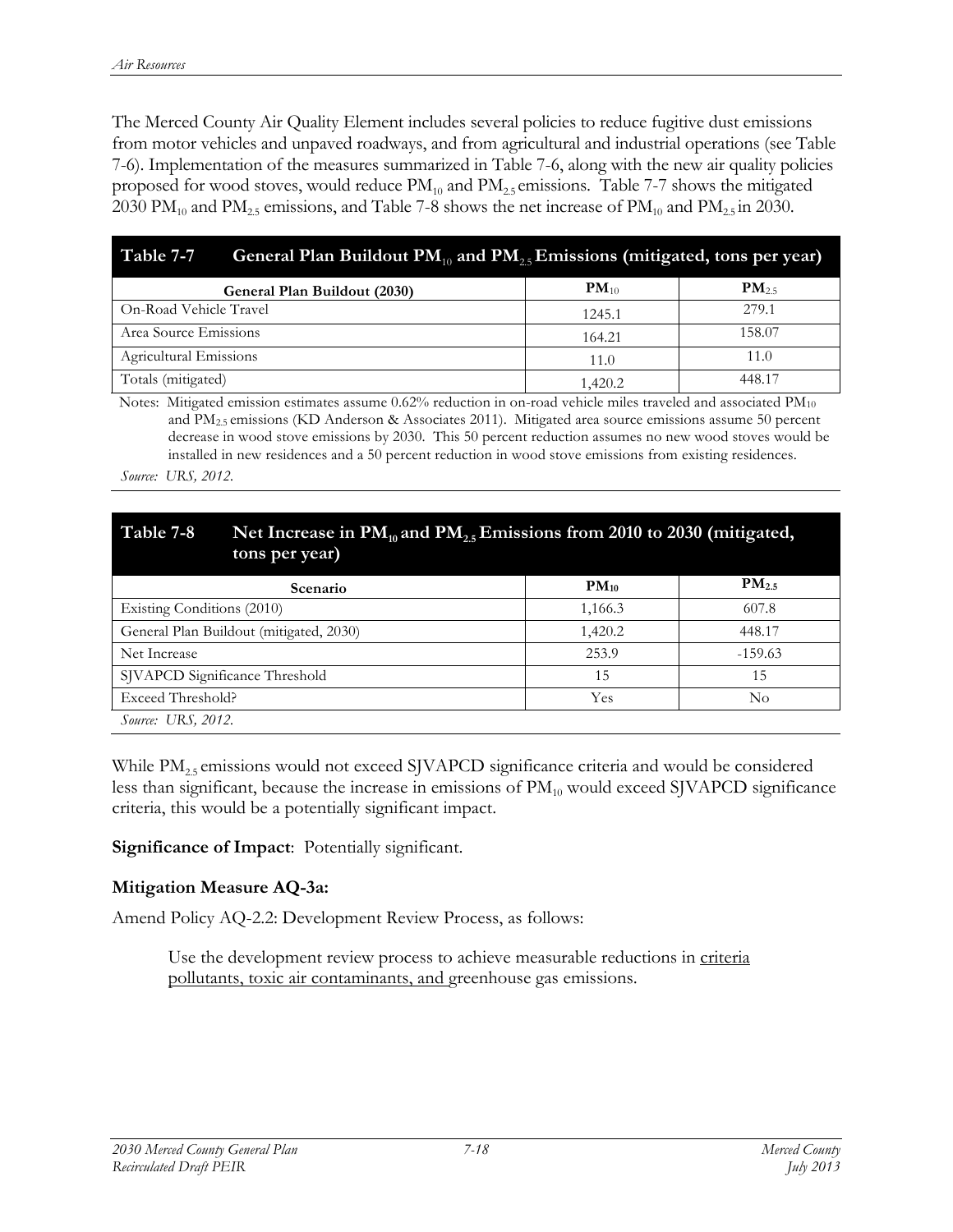The Merced County Air Quality Element includes several policies to reduce fugitive dust emissions from motor vehicles and unpaved roadways, and from agricultural and industrial operations (see Table 7-6). Implementation of the measures summarized in Table 7-6, along with the new air quality policies proposed for wood stoves, would reduce $PM_{10}$ and $PM_{2.5}$ emissions. Table 7-7 shows the mitigated 2030 $PM_{10}$ and $PM_{2.5}$ emissions, and Table 7-8 shows the net increase of $PM_{10}$ and $PM_{2.5}$ in 2030.

**Table 7-7 General Plan Buildout $PM_{10}$ and $PM_{2.5}$ Emissions (mitigated, tons per year)**

| General Plan Buildout (2030) | $PM_{10}$ | $PM_{2.5}$ |
|---|---|---|
| On-Road Vehicle Travel | 1245.1 | 279.1 |
| Area Source Emissions | 164.21 | 158.07 |
| Agricultural Emissions | 11.0 | 11.0 |
| Totals (mitigated) | 1,420.2 | 448.17 |

Notes: Mitigated emission estimates assume 0.62% reduction in on-road vehicle miles traveled and associated $PM_{10}$ and $PM_{2.5}$ emissions (KD Anderson & Associates 2011). Mitigated area source emissions assume 50 percent decrease in wood stove emissions by 2030. This 50 percent reduction assumes no new wood stoves would be installed in new residences and a 50 percent reduction in wood stove emissions from existing residences.

*Source: URS, 2012.*

**Table 7-8 Net Increase in $PM_{10}$ and $PM_{2.5}$ Emissions from 2010 to 2030 (mitigated, tons per year)**

| Scenario | $PM_{10}$ | $PM_{2.5}$ |
|---|---|---|
| Existing Conditions (2010) | 1,166.3 | 607.8 |
| General Plan Buildout (mitigated, 2030) | 1,420.2 | 448.17 |
| Net Increase | 253.9 | -159.63 |
| SJVAPCD Significance Threshold | 15 | 15 |
| Exceed Threshold? | Yes | No |

*Source: URS, 2012.*

While $PM_{2.5}$ emissions would not exceed SJVAPCD significance criteria and would be considered less than significant, because the increase in emissions of $PM_{10}$ would exceed SJVAPCD significance criteria, this would be a potentially significant impact.

**Significance of Impact**: Potentially significant.

**Mitigation Measure AQ-3a:**

Amend Policy AQ-2.2: Development Review Process, as follows:

> Use the development review process to achieve measurable reductions in criteria pollutants, toxic air contaminants, and greenhouse gas emissions.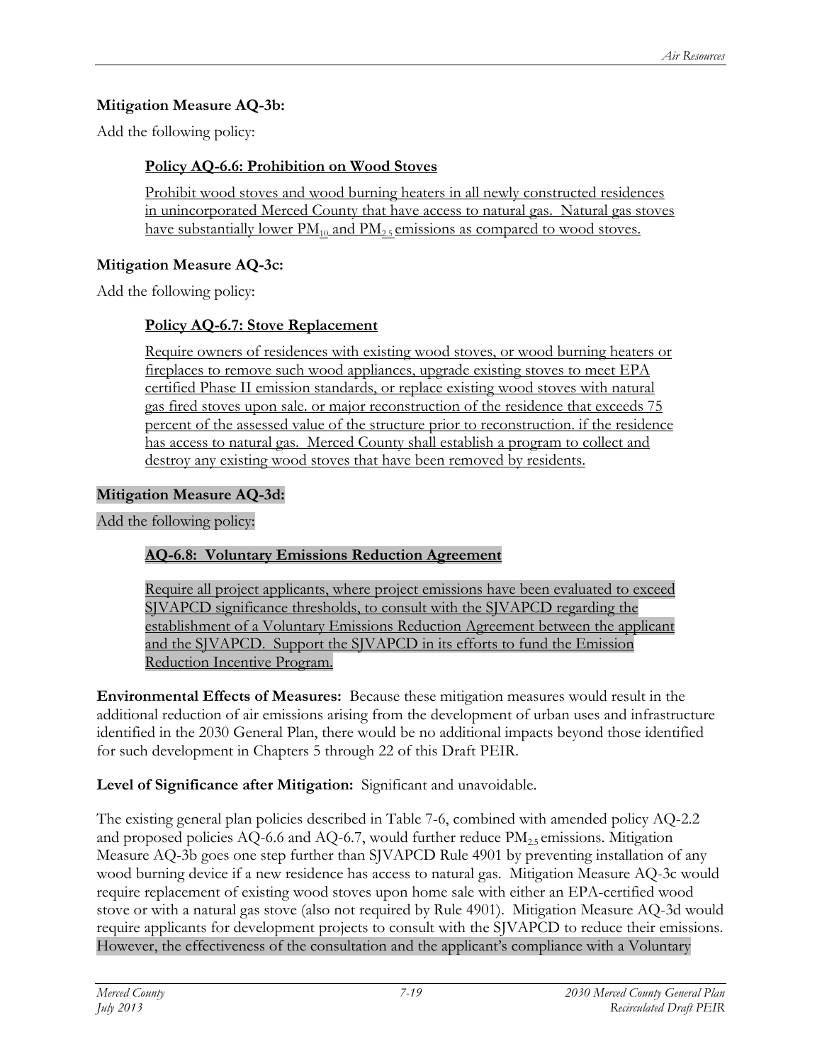**Mitigation Measure AQ-3b:**

Add the following policy:

**Policy AQ-6.6: Prohibition on Wood Stoves**

Prohibit wood stoves and wood burning heaters in all newly constructed residences in unincorporated Merced County that have access to natural gas. Natural gas stoves have substantially lower $PM_{10}$ and $PM_{2.5}$ emissions as compared to wood stoves.

**Mitigation Measure AQ-3c:**

Add the following policy:

**Policy AQ-6.7: Stove Replacement**

Require owners of residences with existing wood stoves, or wood burning heaters or fireplaces to remove such wood appliances, upgrade existing stoves to meet EPA certified Phase II emission standards, or replace existing wood stoves with natural gas fired stoves upon sale. or major reconstruction of the residence that exceeds 75 percent of the assessed value of the structure prior to reconstruction. if the residence has access to natural gas. Merced County shall establish a program to collect and destroy any existing wood stoves that have been removed by residents.

**Mitigation Measure AQ-3d:**

Add the following policy:

**AQ-6.8: Voluntary Emissions Reduction Agreement**

Require all project applicants, where project emissions have been evaluated to exceed SJVAPCD significance thresholds, to consult with the SJVAPCD regarding the establishment of a Voluntary Emissions Reduction Agreement between the applicant and the SJVAPCD. Support the SJVAPCD in its efforts to fund the Emission Reduction Incentive Program.

**Environmental Effects of Measures:** Because these mitigation measures would result in the additional reduction of air emissions arising from the development of urban uses and infrastructure identified in the 2030 General Plan, there would be no additional impacts beyond those identified for such development in Chapters 5 through 22 of this Draft PEIR.

**Level of Significance after Mitigation:** Significant and unavoidable.

The existing general plan policies described in Table 7-6, combined with amended policy AQ-2.2 and proposed policies AQ-6.6 and AQ-6.7, would further reduce $PM_{2.5}$ emissions. Mitigation Measure AQ-3b goes one step further than SJVAPCD Rule 4901 by preventing installation of any wood burning device if a new residence has access to natural gas. Mitigation Measure AQ-3c would require replacement of existing wood stoves upon home sale with either an EPA-certified wood stove or with a natural gas stove (also not required by Rule 4901). Mitigation Measure AQ-3d would require applicants for development projects to consult with the SJVAPCD to reduce their emissions. However, the effectiveness of the consultation and the applicant's compliance with a Voluntary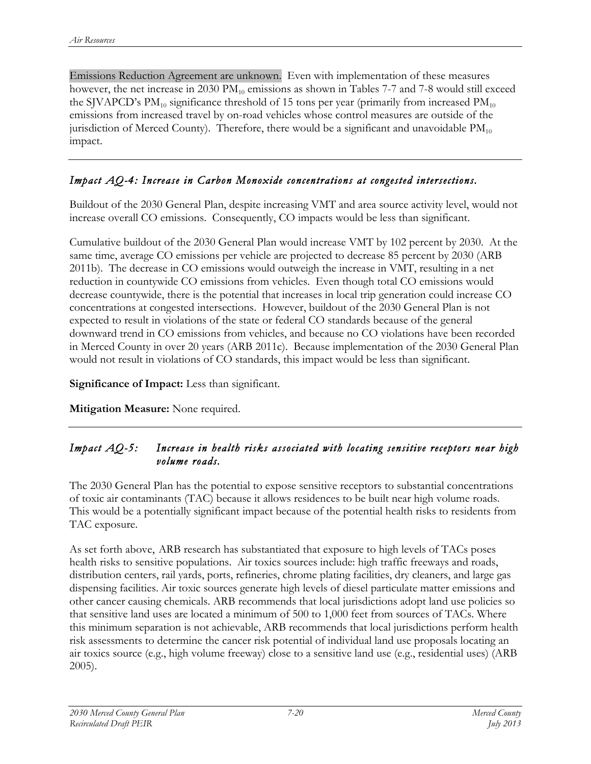Emissions Reduction Agreement are unknown. Even with implementation of these measures however, the net increase in 2030 $PM_{10}$ emissions as shown in Tables 7-7 and 7-8 would still exceed the SJVAPCD's $PM_{10}$ significance threshold of 15 tons per year (primarily from increased $PM_{10}$ emissions from increased travel by on-road vehicles whose control measures are outside of the jurisdiction of Merced County). Therefore, there would be a significant and unavoidable $PM_{10}$ impact.

---

### *Impact AQ-4: Increase in Carbon Monoxide concentrations at congested intersections.*

Buildout of the 2030 General Plan, despite increasing VMT and area source activity level, would not increase overall CO emissions. Consequently, CO impacts would be less than significant.

Cumulative buildout of the 2030 General Plan would increase VMT by 102 percent by 2030. At the same time, average CO emissions per vehicle are projected to decrease 85 percent by 2030 (ARB 2011b). The decrease in CO emissions would outweigh the increase in VMT, resulting in a net reduction in countywide CO emissions from vehicles. Even though total CO emissions would decrease countywide, there is the potential that increases in local trip generation could increase CO concentrations at congested intersections. However, buildout of the 2030 General Plan is not expected to result in violations of the state or federal CO standards because of the general downward trend in CO emissions from vehicles, and because no CO violations have been recorded in Merced County in over 20 years (ARB 2011c). Because implementation of the 2030 General Plan would not result in violations of CO standards, this impact would be less than significant.

**Significance of Impact:** Less than significant.

**Mitigation Measure:** None required.

---

### *Impact AQ-5: Increase in health risks associated with locating sensitive receptors near high volume roads.*

The 2030 General Plan has the potential to expose sensitive receptors to substantial concentrations of toxic air contaminants (TAC) because it allows residences to be built near high volume roads. This would be a potentially significant impact because of the potential health risks to residents from TAC exposure.

As set forth above, ARB research has substantiated that exposure to high levels of TACs poses health risks to sensitive populations. Air toxics sources include: high traffic freeways and roads, distribution centers, rail yards, ports, refineries, chrome plating facilities, dry cleaners, and large gas dispensing facilities. Air toxic sources generate high levels of diesel particulate matter emissions and other cancer causing chemicals. ARB recommends that local jurisdictions adopt land use policies so that sensitive land uses are located a minimum of 500 to 1,000 feet from sources of TACs. Where this minimum separation is not achievable, ARB recommends that local jurisdictions perform health risk assessments to determine the cancer risk potential of individual land use proposals locating an air toxics source (e.g., high volume freeway) close to a sensitive land use (e.g., residential uses) (ARB 2005).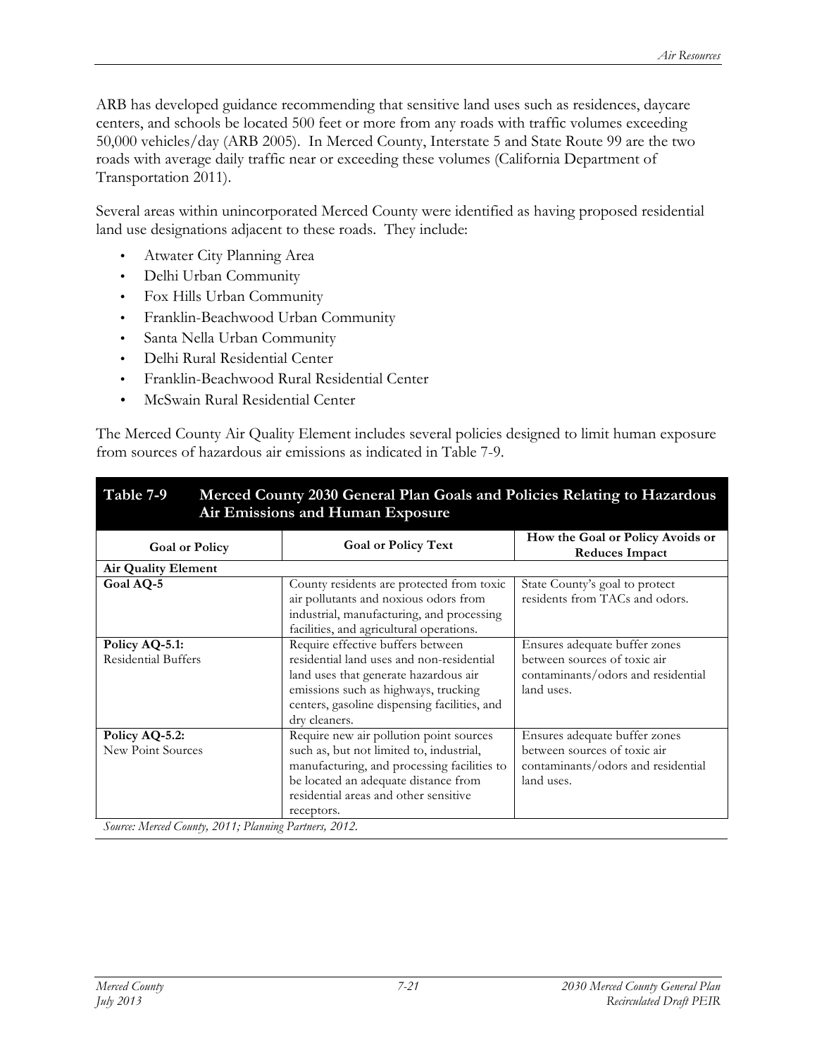ARB has developed guidance recommending that sensitive land uses such as residences, daycare centers, and schools be located 500 feet or more from any roads with traffic volumes exceeding 50,000 vehicles/day (ARB 2005). In Merced County, Interstate 5 and State Route 99 are the two roads with average daily traffic near or exceeding these volumes (California Department of Transportation 2011).

Several areas within unincorporated Merced County were identified as having proposed residential land use designations adjacent to these roads. They include:

- Atwater City Planning Area
- Delhi Urban Community
- Fox Hills Urban Community
- Franklin-Beachwood Urban Community
- Santa Nella Urban Community
- Delhi Rural Residential Center
- Franklin-Beachwood Rural Residential Center
- McSwain Rural Residential Center

The Merced County Air Quality Element includes several policies designed to limit human exposure from sources of hazardous air emissions as indicated in Table 7-9.

**Table 7-9 Merced County 2030 General Plan Goals and Policies Relating to Hazardous Air Emissions and Human Exposure**

| Goal or Policy | Goal or Policy Text | How the Goal or Policy Avoids or Reduces Impact |
|---|---|---|
| **Air Quality Element** | | |
| **Goal AQ-5** | County residents are protected from toxic air pollutants and noxious odors from industrial, manufacturing, and processing facilities, and agricultural operations. | State County's goal to protect residents from TACs and odors. |
| **Policy AQ-5.1:** Residential Buffers | Require effective buffers between residential land uses and non-residential land uses that generate hazardous air emissions such as highways, trucking centers, gasoline dispensing facilities, and dry cleaners. | Ensures adequate buffer zones between sources of toxic air contaminants/odors and residential land uses. |
| **Policy AQ-5.2:** New Point Sources | Require new air pollution point sources such as, but not limited to, industrial, manufacturing, and processing facilities to be located an adequate distance from residential areas and other sensitive receptors. | Ensures adequate buffer zones between sources of toxic air contaminants/odors and residential land uses. |

*Source: Merced County, 2011; Planning Partners, 2012.*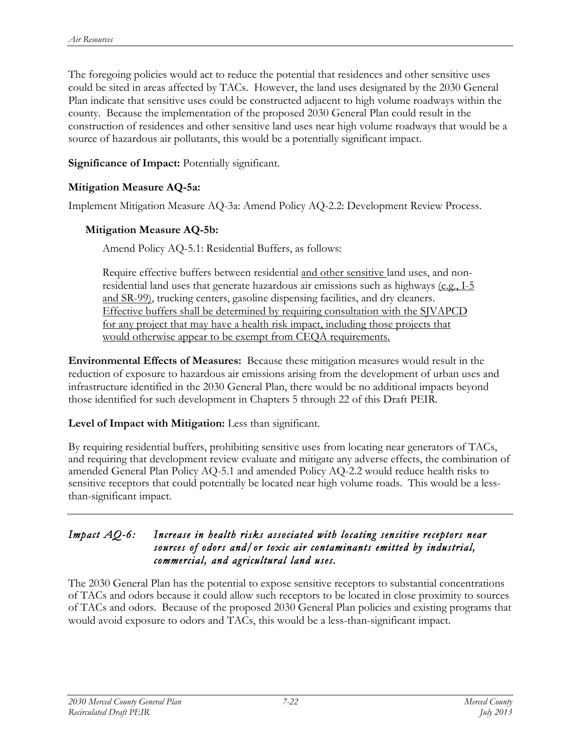The foregoing policies would act to reduce the potential that residences and other sensitive uses could be sited in areas affected by TACs. However, the land uses designated by the 2030 General Plan indicate that sensitive uses could be constructed adjacent to high volume roadways within the county. Because the implementation of the proposed 2030 General Plan could result in the construction of residences and other sensitive land uses near high volume roadways that would be a source of hazardous air pollutants, this would be a potentially significant impact.

**Significance of Impact:** Potentially significant.

**Mitigation Measure AQ-5a:**

Implement Mitigation Measure AQ-3a: Amend Policy AQ-2.2: Development Review Process.

**Mitigation Measure AQ-5b:**

Amend Policy AQ-5.1: Residential Buffers, as follows:

Require effective buffers between residential <u>and other sensitive</u> land uses, and non-residential land uses that generate hazardous air emissions such as highways <u>(e.g., I-5 and SR-99)</u>, trucking centers, gasoline dispensing facilities, and dry cleaners. <u>Effective buffers shall be determined by requiring consultation with the SJVAPCD for any project that may have a health risk impact, including those projects that would otherwise appear to be exempt from CEQA requirements.</u>

**Environmental Effects of Measures:** Because these mitigation measures would result in the reduction of exposure to hazardous air emissions arising from the development of urban uses and infrastructure identified in the 2030 General Plan, there would be no additional impacts beyond those identified for such development in Chapters 5 through 22 of this Draft PEIR.

**Level of Impact with Mitigation:** Less than significant.

By requiring residential buffers, prohibiting sensitive uses from locating near generators of TACs, and requiring that development review evaluate and mitigate any adverse effects, the combination of amended General Plan Policy AQ-5.1 and amended Policy AQ-2.2 would reduce health risks to sensitive receptors that could potentially be located near high volume roads. This would be a less-than-significant impact.

---

### *Impact AQ-6: Increase in health risks associated with locating sensitive receptors near sources of odors and/or toxic air contaminants emitted by industrial, commercial, and agricultural land uses.*

The 2030 General Plan has the potential to expose sensitive receptors to substantial concentrations of TACs and odors because it could allow such receptors to be located in close proximity to sources of TACs and odors. Because of the proposed 2030 General Plan policies and existing programs that would avoid exposure to odors and TACs, this would be a less-than-significant impact.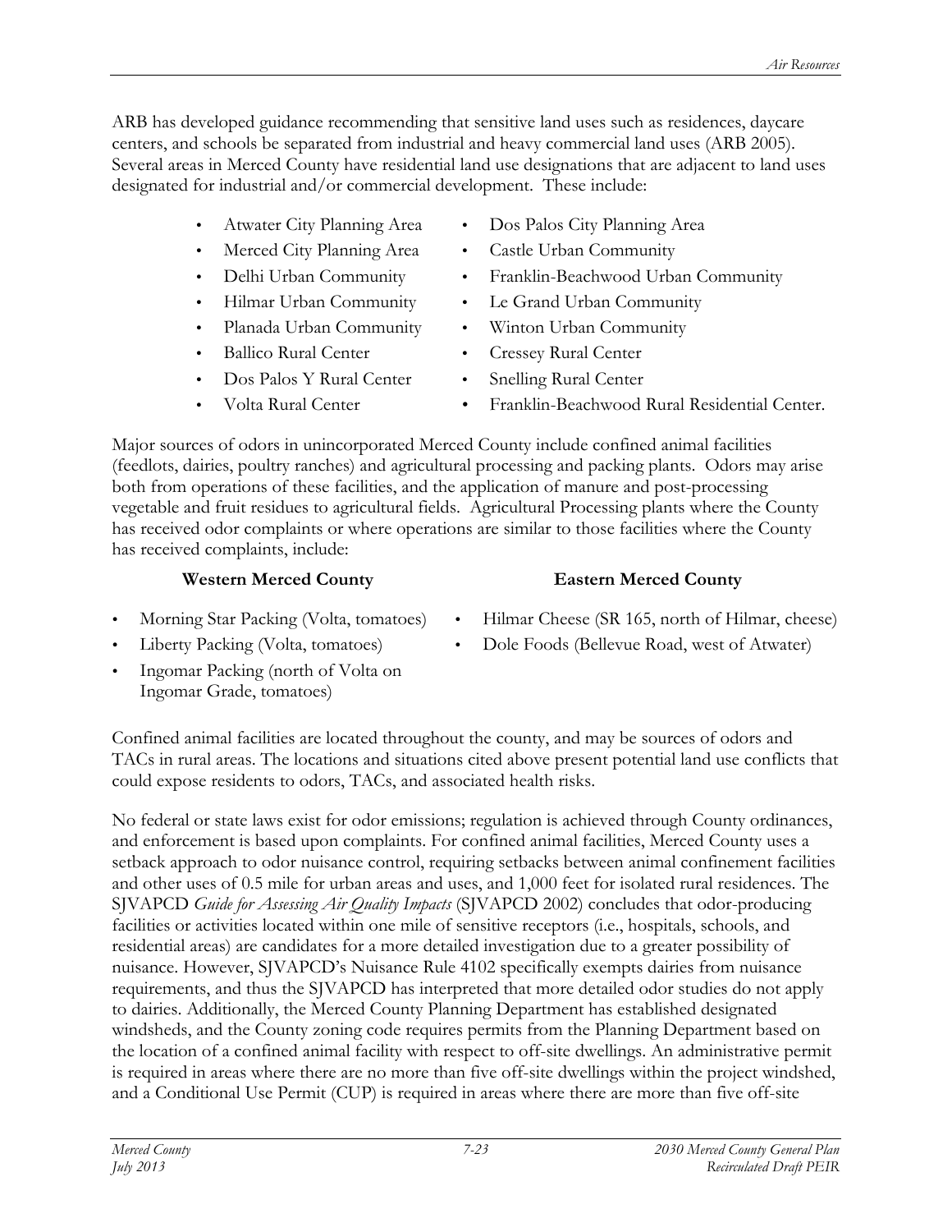ARB has developed guidance recommending that sensitive land uses such as residences, daycare centers, and schools be separated from industrial and heavy commercial land uses (ARB 2005). Several areas in Merced County have residential land use designations that are adjacent to land uses designated for industrial and/or commercial development. These include:

- Atwater City Planning Area
- Merced City Planning Area
- Delhi Urban Community
- Hilmar Urban Community
- Planada Urban Community
- Ballico Rural Center
- Dos Palos Y Rural Center
- Volta Rural Center
- Dos Palos City Planning Area
- Castle Urban Community
- Franklin-Beachwood Urban Community
- Le Grand Urban Community
- Winton Urban Community
- Cressey Rural Center
- Snelling Rural Center
- Franklin-Beachwood Rural Residential Center.

Major sources of odors in unincorporated Merced County include confined animal facilities (feedlots, dairies, poultry ranches) and agricultural processing and packing plants. Odors may arise both from operations of these facilities, and the application of manure and post-processing vegetable and fruit residues to agricultural fields. Agricultural Processing plants where the County has received odor complaints or where operations are similar to those facilities where the County has received complaints, include:

**Western Merced County**

- Morning Star Packing (Volta, tomatoes)
- Liberty Packing (Volta, tomatoes)
- Ingomar Packing (north of Volta on Ingomar Grade, tomatoes)

**Eastern Merced County**

- Hilmar Cheese (SR 165, north of Hilmar, cheese)
- Dole Foods (Bellevue Road, west of Atwater)

Confined animal facilities are located throughout the county, and may be sources of odors and TACs in rural areas. The locations and situations cited above present potential land use conflicts that could expose residents to odors, TACs, and associated health risks.

No federal or state laws exist for odor emissions; regulation is achieved through County ordinances, and enforcement is based upon complaints. For confined animal facilities, Merced County uses a setback approach to odor nuisance control, requiring setbacks between animal confinement facilities and other uses of 0.5 mile for urban areas and uses, and 1,000 feet for isolated rural residences. The SJVAPCD *Guide for Assessing Air Quality Impacts* (SJVAPCD 2002) concludes that odor-producing facilities or activities located within one mile of sensitive receptors (i.e., hospitals, schools, and residential areas) are candidates for a more detailed investigation due to a greater possibility of nuisance. However, SJVAPCD's Nuisance Rule 4102 specifically exempts dairies from nuisance requirements, and thus the SJVAPCD has interpreted that more detailed odor studies do not apply to dairies. Additionally, the Merced County Planning Department has established designated windsheds, and the County zoning code requires permits from the Planning Department based on the location of a confined animal facility with respect to off-site dwellings. An administrative permit is required in areas where there are no more than five off-site dwellings within the project windshed, and a Conditional Use Permit (CUP) is required in areas where there are more than five off-site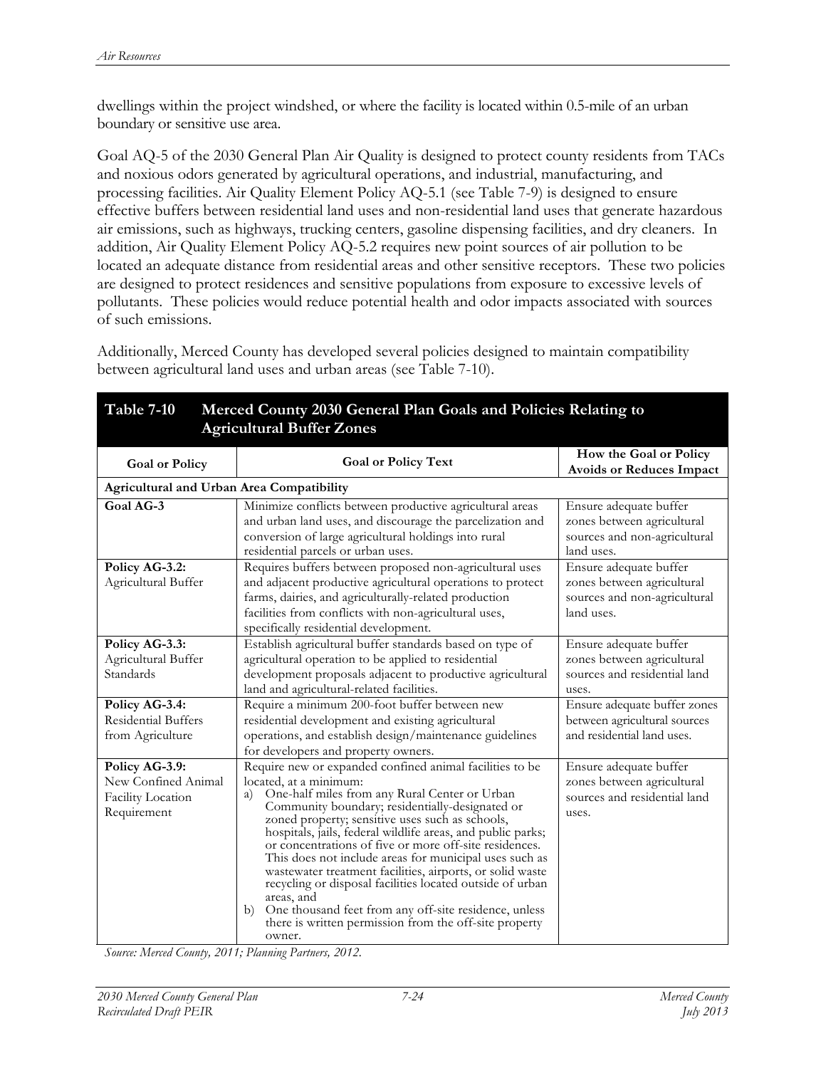dwellings within the project windshed, or where the facility is located within 0.5-mile of an urban boundary or sensitive use area.

Goal AQ-5 of the 2030 General Plan Air Quality is designed to protect county residents from TACs and noxious odors generated by agricultural operations, and industrial, manufacturing, and processing facilities. Air Quality Element Policy AQ-5.1 (see Table 7-9) is designed to ensure effective buffers between residential land uses and non-residential land uses that generate hazardous air emissions, such as highways, trucking centers, gasoline dispensing facilities, and dry cleaners. In addition, Air Quality Element Policy AQ-5.2 requires new point sources of air pollution to be located an adequate distance from residential areas and other sensitive receptors. These two policies are designed to protect residences and sensitive populations from exposure to excessive levels of pollutants. These policies would reduce potential health and odor impacts associated with sources of such emissions.

Additionally, Merced County has developed several policies designed to maintain compatibility between agricultural land uses and urban areas (see Table 7-10).

**Table 7-10 Merced County 2030 General Plan Goals and Policies Relating to Agricultural Buffer Zones**

| Goal or Policy | Goal or Policy Text | How the Goal or Policy Avoids or Reduces Impact |
|---|---|---|
| **Agricultural and Urban Area Compatibility** | | |
| **Goal AG-3** | Minimize conflicts between productive agricultural areas and urban land uses, and discourage the parcelization and conversion of large agricultural holdings into rural residential parcels or urban uses. | Ensure adequate buffer zones between agricultural sources and non-agricultural land uses. |
| **Policy AG-3.2:** Agricultural Buffer | Requires buffers between proposed non-agricultural uses and adjacent productive agricultural operations to protect farms, dairies, and agriculturally-related production facilities from conflicts with non-agricultural uses, specifically residential development. | Ensure adequate buffer zones between agricultural sources and non-agricultural land uses. |
| **Policy AG-3.3:** Agricultural Buffer Standards | Establish agricultural buffer standards based on type of agricultural operation to be applied to residential development proposals adjacent to productive agricultural land and agricultural-related facilities. | Ensure adequate buffer zones between agricultural sources and residential land uses. |
| **Policy AG-3.4:** Residential Buffers from Agriculture | Require a minimum 200-foot buffer between new residential development and existing agricultural operations, and establish design/maintenance guidelines for developers and property owners. | Ensure adequate buffer zones between agricultural sources and residential land uses. |
| **Policy AG-3.9:** New Confined Animal Facility Location Requirement | Require new or expanded confined animal facilities to be located, at a minimum: a) One-half miles from any Rural Center or Urban Community boundary; residentially-designated or zoned property; sensitive uses such as schools, hospitals, jails, federal wildlife areas, and public parks; or concentrations of five or more off-site residences. This does not include areas for municipal uses such as wastewater treatment facilities, airports, or solid waste recycling or disposal facilities located outside of urban areas, and b) One thousand feet from any off-site residence, unless there is written permission from the off-site property owner. | Ensure adequate buffer zones between agricultural sources and residential land uses. |

*Source: Merced County, 2011; Planning Partners, 2012.*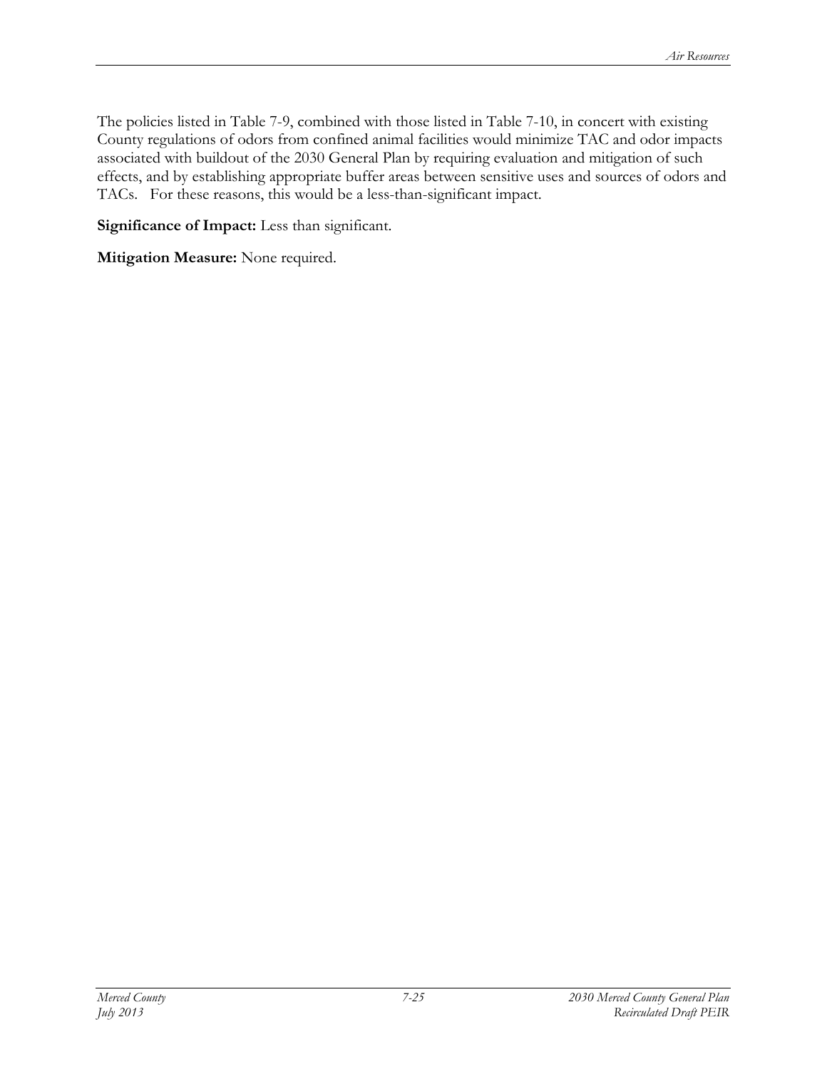The policies listed in Table 7-9, combined with those listed in Table 7-10, in concert with existing County regulations of odors from confined animal facilities would minimize TAC and odor impacts associated with buildout of the 2030 General Plan by requiring evaluation and mitigation of such effects, and by establishing appropriate buffer areas between sensitive uses and sources of odors and TACs. For these reasons, this would be a less-than-significant impact.

**Significance of Impact:** Less than significant.

**Mitigation Measure:** None required.